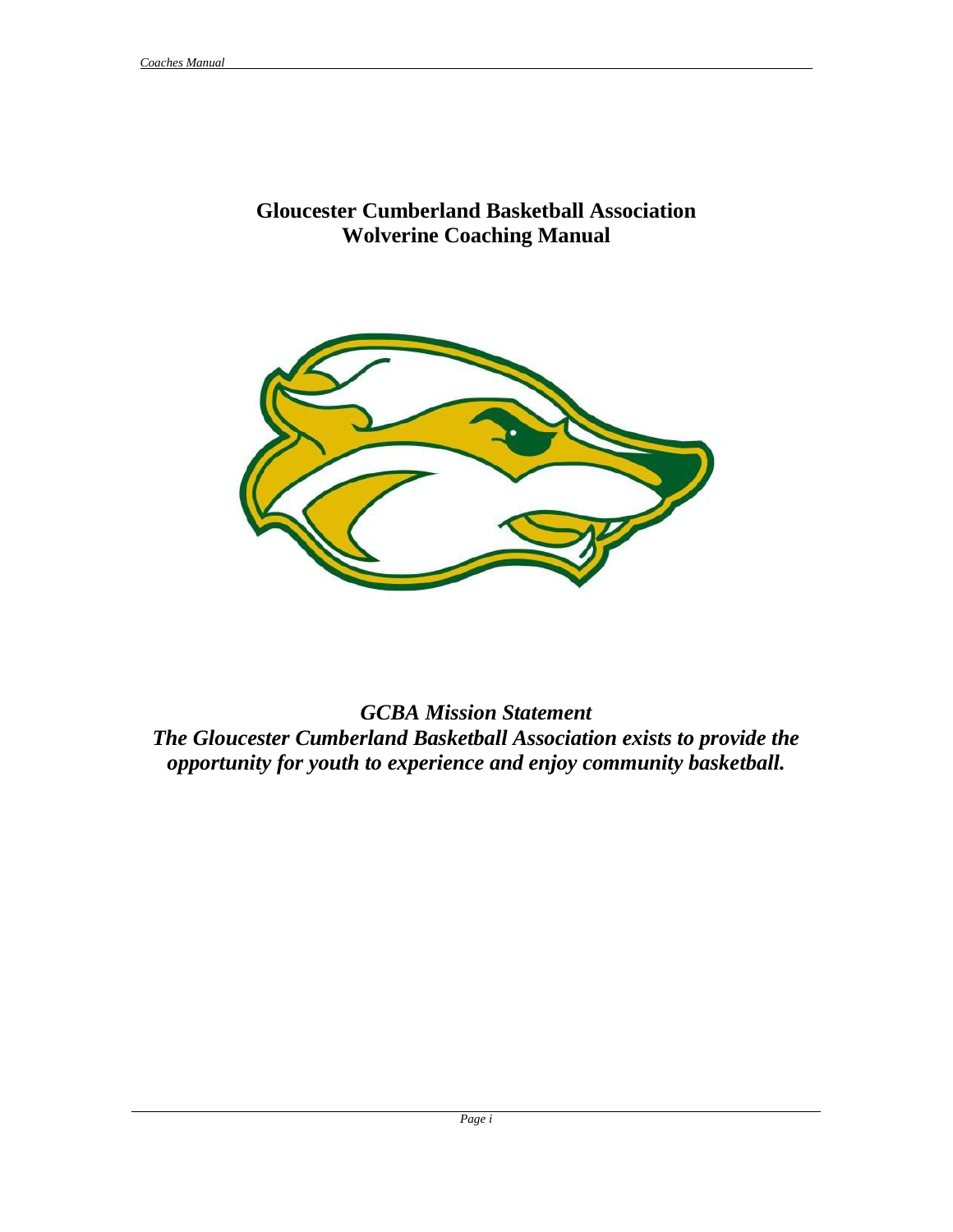# Gloucester Cumberland Basketball Association
# Wolverine Coaching Manual

***GCBA Mission Statement***

***The Gloucester Cumberland Basketball Association exists to provide the opportunity for youth to experience and enjoy community basketball.***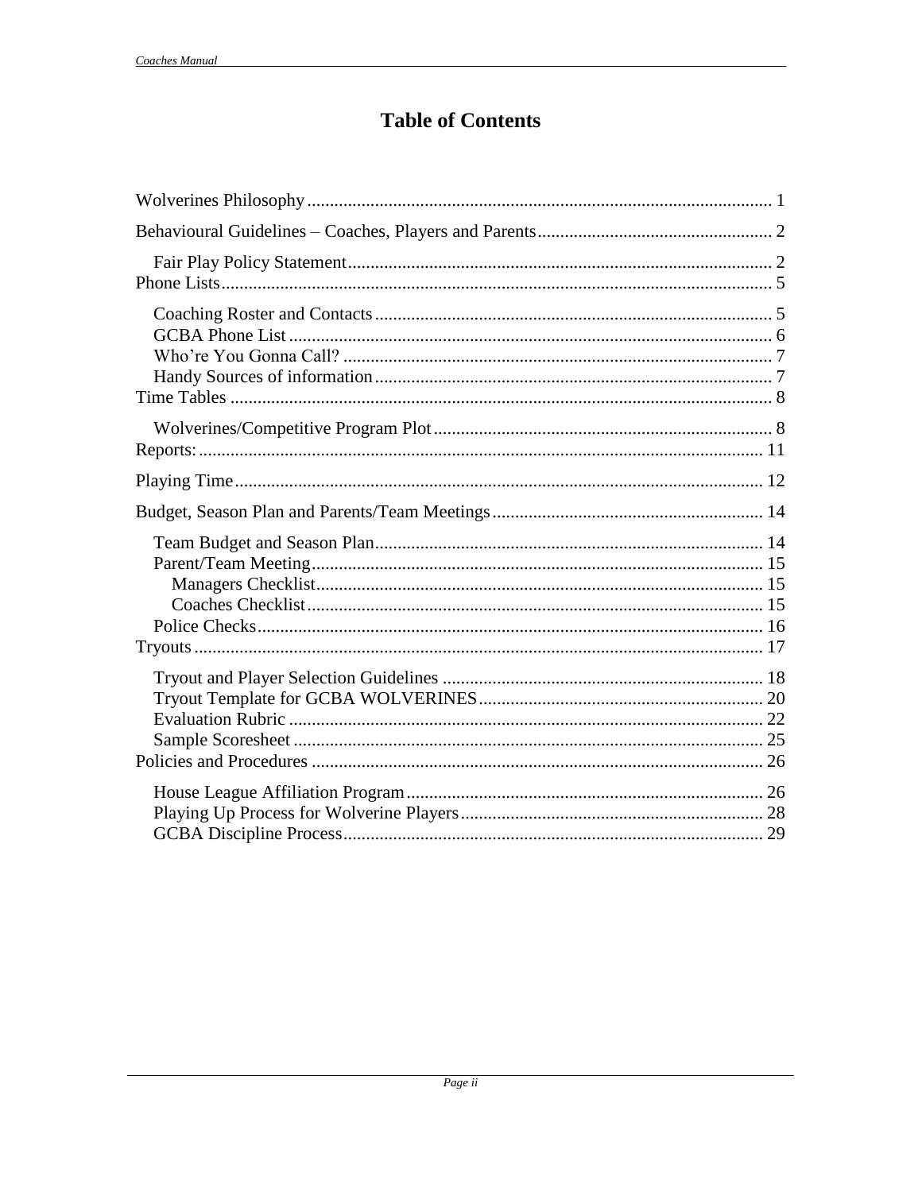# Table of Contents

Wolverines Philosophy ........ 1

Behavioural Guidelines – Coaches, Players and Parents ........ 2

- Fair Play Policy Statement ........ 2

Phone Lists ........ 5

- Coaching Roster and Contacts ........ 5
- GCBA Phone List ........ 6
- Who're You Gonna Call? ........ 7
- Handy Sources of information ........ 7

Time Tables ........ 8

- Wolverines/Competitive Program Plot ........ 8

Reports: ........ 11

Playing Time ........ 12

Budget, Season Plan and Parents/Team Meetings ........ 14

- Team Budget and Season Plan ........ 14
- Parent/Team Meeting ........ 15
  - Managers Checklist ........ 15
  - Coaches Checklist ........ 15
- Police Checks ........ 16

Tryouts ........ 17

- Tryout and Player Selection Guidelines ........ 18
- Tryout Template for GCBA WOLVERINES ........ 20
- Evaluation Rubric ........ 22
- Sample Scoresheet ........ 25

Policies and Procedures ........ 26

- House League Affiliation Program ........ 26
- Playing Up Process for Wolverine Players ........ 28
- GCBA Discipline Process ........ 29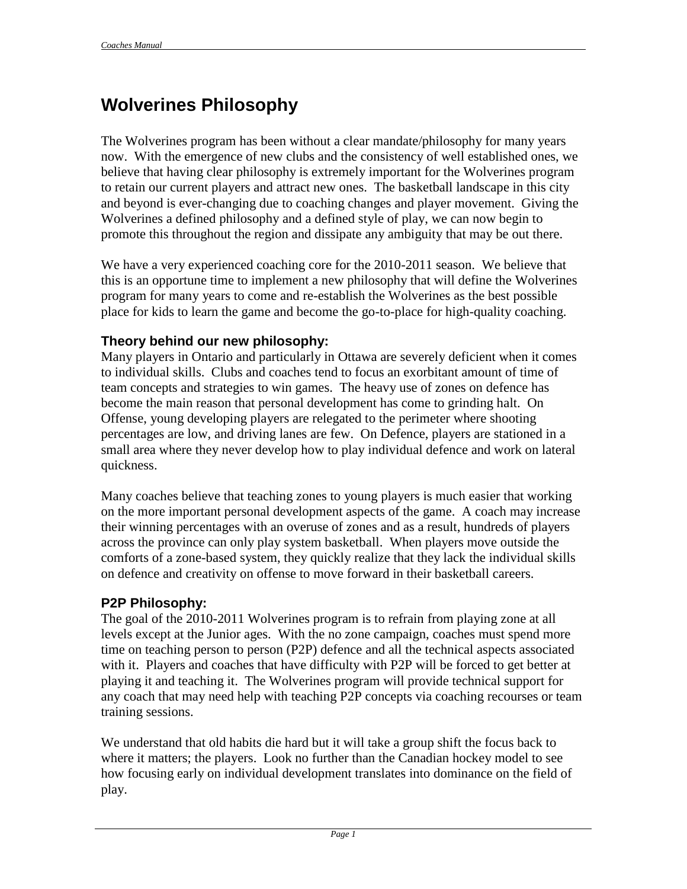# Wolverines Philosophy

The Wolverines program has been without a clear mandate/philosophy for many years now. With the emergence of new clubs and the consistency of well established ones, we believe that having clear philosophy is extremely important for the Wolverines program to retain our current players and attract new ones. The basketball landscape in this city and beyond is ever-changing due to coaching changes and player movement. Giving the Wolverines a defined philosophy and a defined style of play, we can now begin to promote this throughout the region and dissipate any ambiguity that may be out there.

We have a very experienced coaching core for the 2010-2011 season. We believe that this is an opportune time to implement a new philosophy that will define the Wolverines program for many years to come and re-establish the Wolverines as the best possible place for kids to learn the game and become the go-to-place for high-quality coaching.

### Theory behind our new philosophy:

Many players in Ontario and particularly in Ottawa are severely deficient when it comes to individual skills. Clubs and coaches tend to focus an exorbitant amount of time of team concepts and strategies to win games. The heavy use of zones on defence has become the main reason that personal development has come to grinding halt. On Offense, young developing players are relegated to the perimeter where shooting percentages are low, and driving lanes are few. On Defence, players are stationed in a small area where they never develop how to play individual defence and work on lateral quickness.

Many coaches believe that teaching zones to young players is much easier that working on the more important personal development aspects of the game. A coach may increase their winning percentages with an overuse of zones and as a result, hundreds of players across the province can only play system basketball. When players move outside the comforts of a zone-based system, they quickly realize that they lack the individual skills on defence and creativity on offense to move forward in their basketball careers.

### P2P Philosophy:

The goal of the 2010-2011 Wolverines program is to refrain from playing zone at all levels except at the Junior ages. With the no zone campaign, coaches must spend more time on teaching person to person (P2P) defence and all the technical aspects associated with it. Players and coaches that have difficulty with P2P will be forced to get better at playing it and teaching it. The Wolverines program will provide technical support for any coach that may need help with teaching P2P concepts via coaching recourses or team training sessions.

We understand that old habits die hard but it will take a group shift the focus back to where it matters; the players. Look no further than the Canadian hockey model to see how focusing early on individual development translates into dominance on the field of play.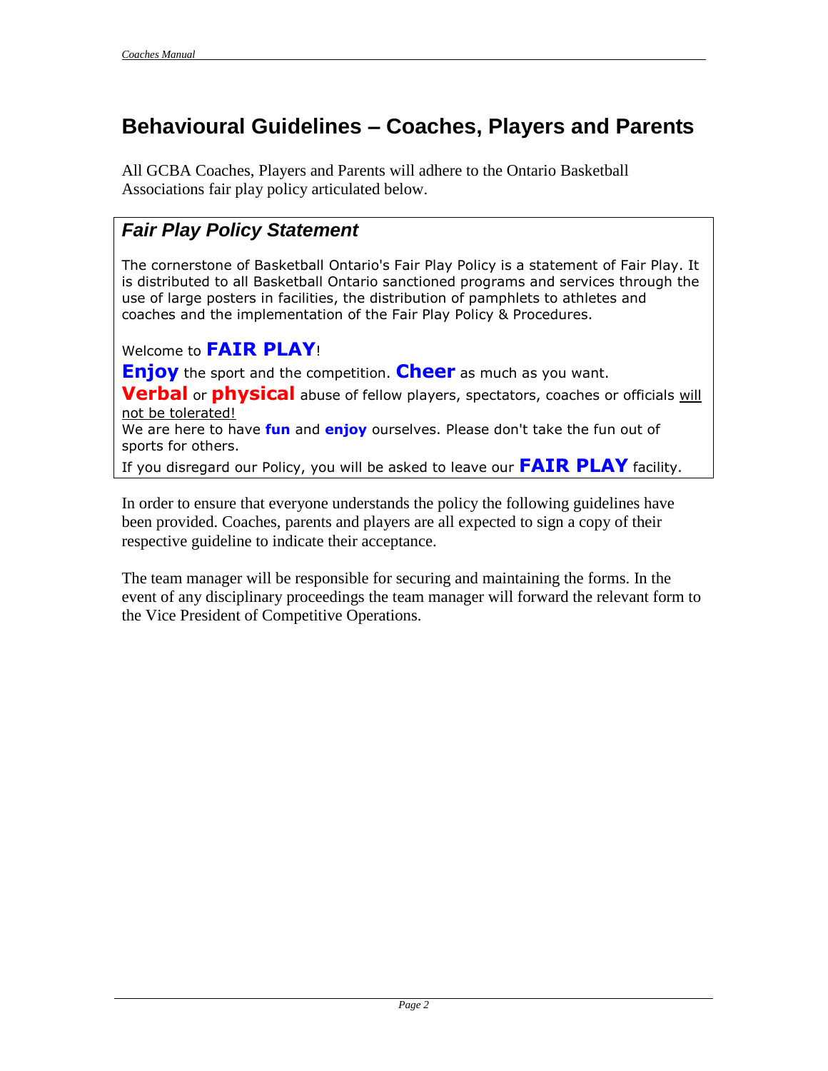# Behavioural Guidelines – Coaches, Players and Parents

All GCBA Coaches, Players and Parents will adhere to the Ontario Basketball Associations fair play policy articulated below.

## *Fair Play Policy Statement*

The cornerstone of Basketball Ontario's Fair Play Policy is a statement of Fair Play. It is distributed to all Basketball Ontario sanctioned programs and services through the use of large posters in facilities, the distribution of pamphlets to athletes and coaches and the implementation of the Fair Play Policy & Procedures.

Welcome to **FAIR PLAY**!

**Enjoy** the sport and the competition. **Cheer** as much as you want.

**Verbal** or **physical** abuse of fellow players, spectators, coaches or officials <u>will not be tolerated!</u>

We are here to have **fun** and **enjoy** ourselves. Please don't take the fun out of sports for others.

If you disregard our Policy, you will be asked to leave our **FAIR PLAY** facility.

In order to ensure that everyone understands the policy the following guidelines have been provided. Coaches, parents and players are all expected to sign a copy of their respective guideline to indicate their acceptance.

The team manager will be responsible for securing and maintaining the forms. In the event of any disciplinary proceedings the team manager will forward the relevant form to the Vice President of Competitive Operations.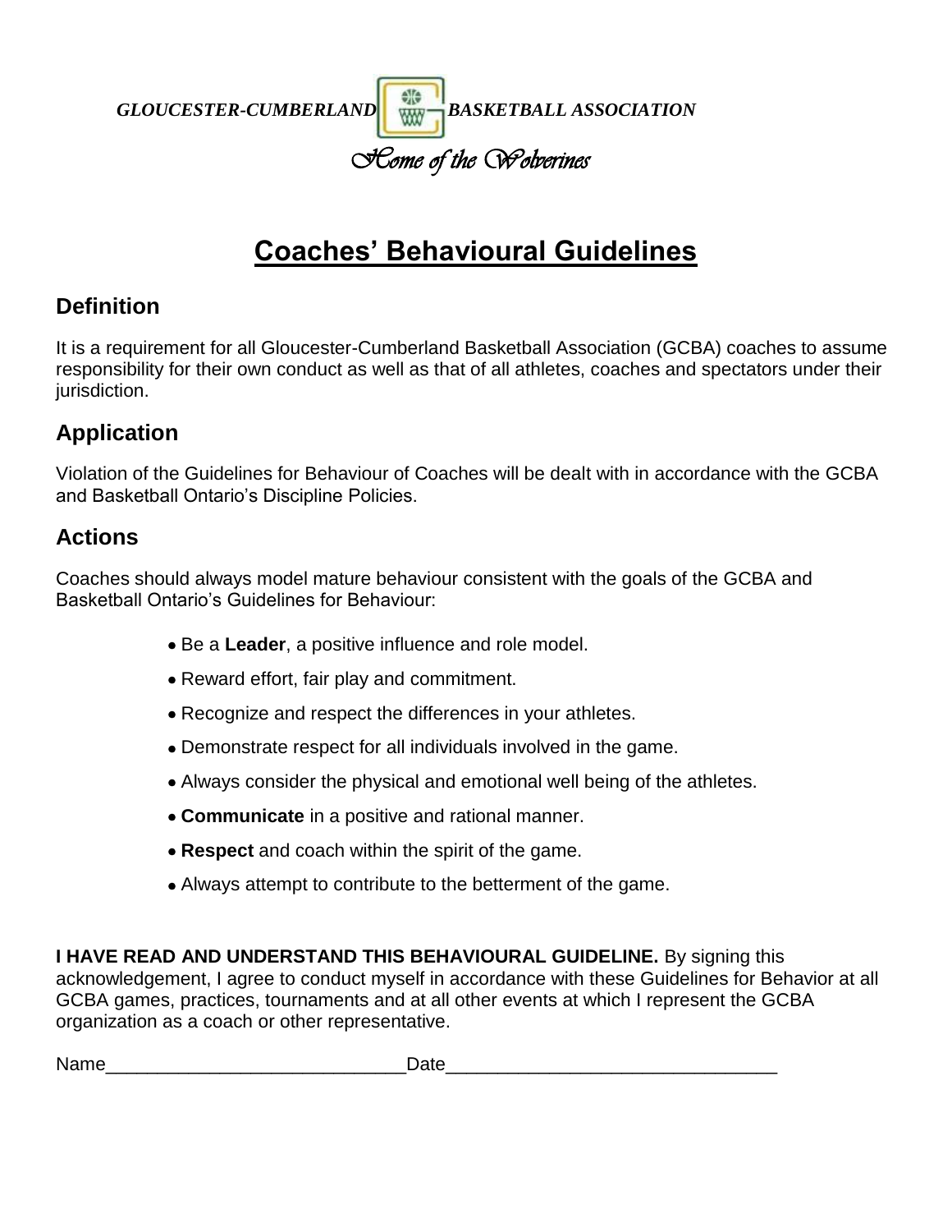*GLOUCESTER-CUMBERLAND BASKETBALL ASSOCIATION*

*Home of the Wolverines*

# Coaches' Behavioural Guidelines

## Definition

It is a requirement for all Gloucester-Cumberland Basketball Association (GCBA) coaches to assume responsibility for their own conduct as well as that of all athletes, coaches and spectators under their jurisdiction.

## Application

Violation of the Guidelines for Behaviour of Coaches will be dealt with in accordance with the GCBA and Basketball Ontario's Discipline Policies.

## Actions

Coaches should always model mature behaviour consistent with the goals of the GCBA and Basketball Ontario's Guidelines for Behaviour:

- Be a **Leader**, a positive influence and role model.
- Reward effort, fair play and commitment.
- Recognize and respect the differences in your athletes.
- Demonstrate respect for all individuals involved in the game.
- Always consider the physical and emotional well being of the athletes.
- **Communicate** in a positive and rational manner.
- **Respect** and coach within the spirit of the game.
- Always attempt to contribute to the betterment of the game.

**I HAVE READ AND UNDERSTAND THIS BEHAVIOURAL GUIDELINE.** By signing this acknowledgement, I agree to conduct myself in accordance with these Guidelines for Behavior at all GCBA games, practices, tournaments and at all other events at which I represent the GCBA organization as a coach or other representative.

Name_____________________________Date________________________________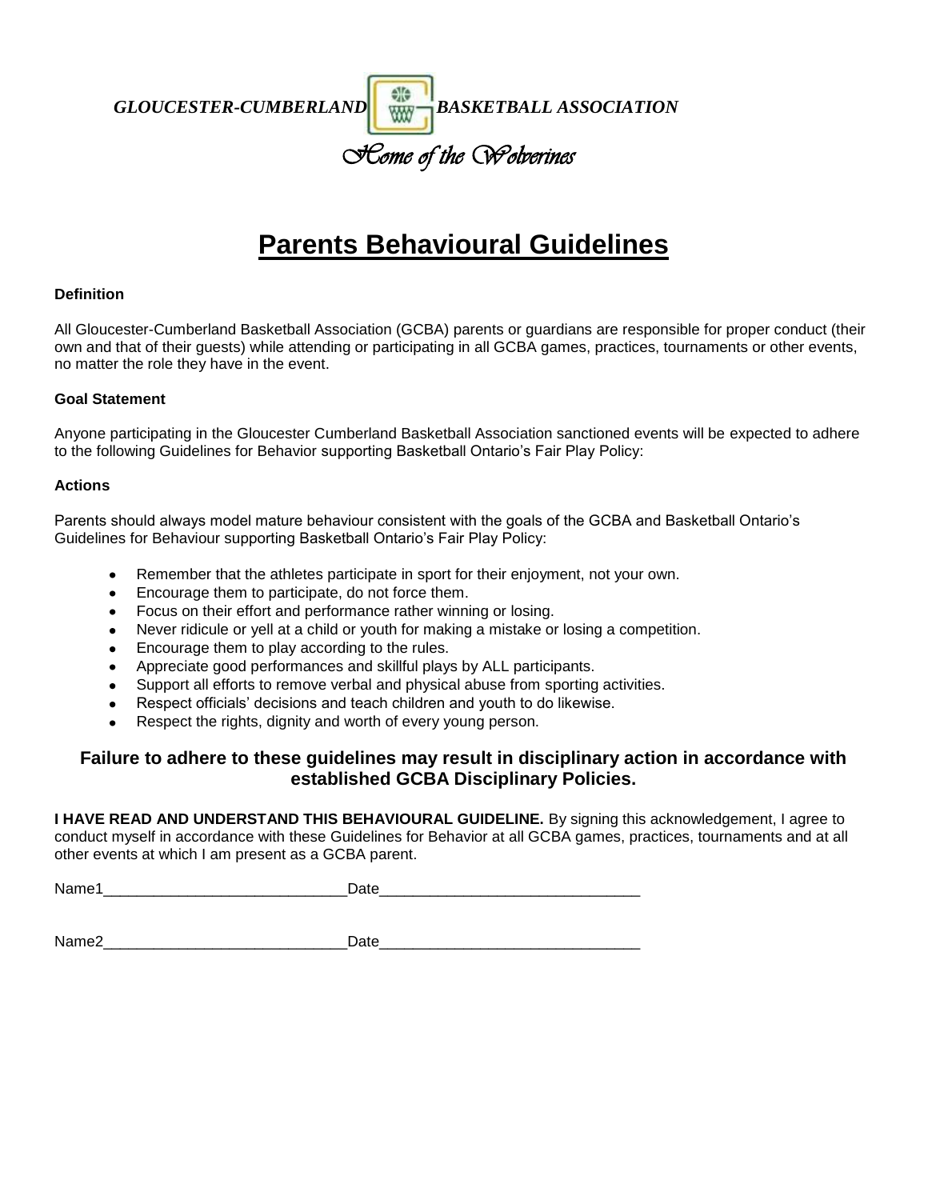*GLOUCESTER-CUMBERLAND BASKETBALL ASSOCIATION*

*Home of the Wolverines*

# Parents Behavioural Guidelines

**Definition**

All Gloucester-Cumberland Basketball Association (GCBA) parents or guardians are responsible for proper conduct (their own and that of their guests) while attending or participating in all GCBA games, practices, tournaments or other events, no matter the role they have in the event.

**Goal Statement**

Anyone participating in the Gloucester Cumberland Basketball Association sanctioned events will be expected to adhere to the following Guidelines for Behavior supporting Basketball Ontario's Fair Play Policy:

**Actions**

Parents should always model mature behaviour consistent with the goals of the GCBA and Basketball Ontario's Guidelines for Behaviour supporting Basketball Ontario's Fair Play Policy:

- Remember that the athletes participate in sport for their enjoyment, not your own.
- Encourage them to participate, do not force them.
- Focus on their effort and performance rather winning or losing.
- Never ridicule or yell at a child or youth for making a mistake or losing a competition.
- Encourage them to play according to the rules.
- Appreciate good performances and skillful plays by ALL participants.
- Support all efforts to remove verbal and physical abuse from sporting activities.
- Respect officials' decisions and teach children and youth to do likewise.
- Respect the rights, dignity and worth of every young person.

### Failure to adhere to these guidelines may result in disciplinary action in accordance with established GCBA Disciplinary Policies.

**I HAVE READ AND UNDERSTAND THIS BEHAVIOURAL GUIDELINE.** By signing this acknowledgement, I agree to conduct myself in accordance with these Guidelines for Behavior at all GCBA games, practices, tournaments and at all other events at which I am present as a GCBA parent.

Name1_____________________________Date______________________________

Name2_____________________________Date______________________________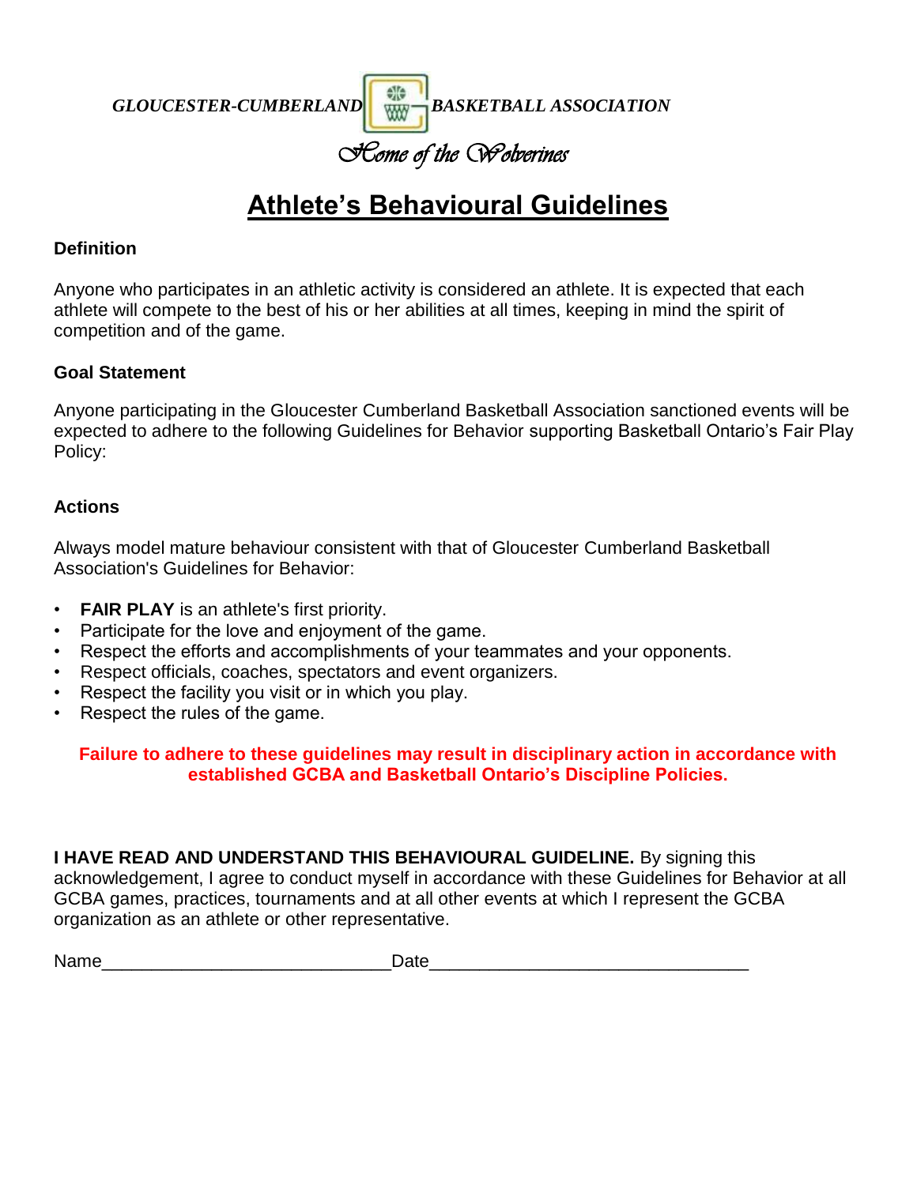*GLOUCESTER-CUMBERLAND BASKETBALL ASSOCIATION*

*Home of the Wolverines*

# Athlete's Behavioural Guidelines

**Definition**

Anyone who participates in an athletic activity is considered an athlete. It is expected that each athlete will compete to the best of his or her abilities at all times, keeping in mind the spirit of competition and of the game.

**Goal Statement**

Anyone participating in the Gloucester Cumberland Basketball Association sanctioned events will be expected to adhere to the following Guidelines for Behavior supporting Basketball Ontario's Fair Play Policy:

**Actions**

Always model mature behaviour consistent with that of Gloucester Cumberland Basketball Association's Guidelines for Behavior:

- **FAIR PLAY** is an athlete's first priority.
- Participate for the love and enjoyment of the game.
- Respect the efforts and accomplishments of your teammates and your opponents.
- Respect officials, coaches, spectators and event organizers.
- Respect the facility you visit or in which you play.
- Respect the rules of the game.

**Failure to adhere to these guidelines may result in disciplinary action in accordance with established GCBA and Basketball Ontario's Discipline Policies.**

**I HAVE READ AND UNDERSTAND THIS BEHAVIOURAL GUIDELINE.** By signing this acknowledgement, I agree to conduct myself in accordance with these Guidelines for Behavior at all GCBA games, practices, tournaments and at all other events at which I represent the GCBA organization as an athlete or other representative.

Name____________________________ Date_______________________________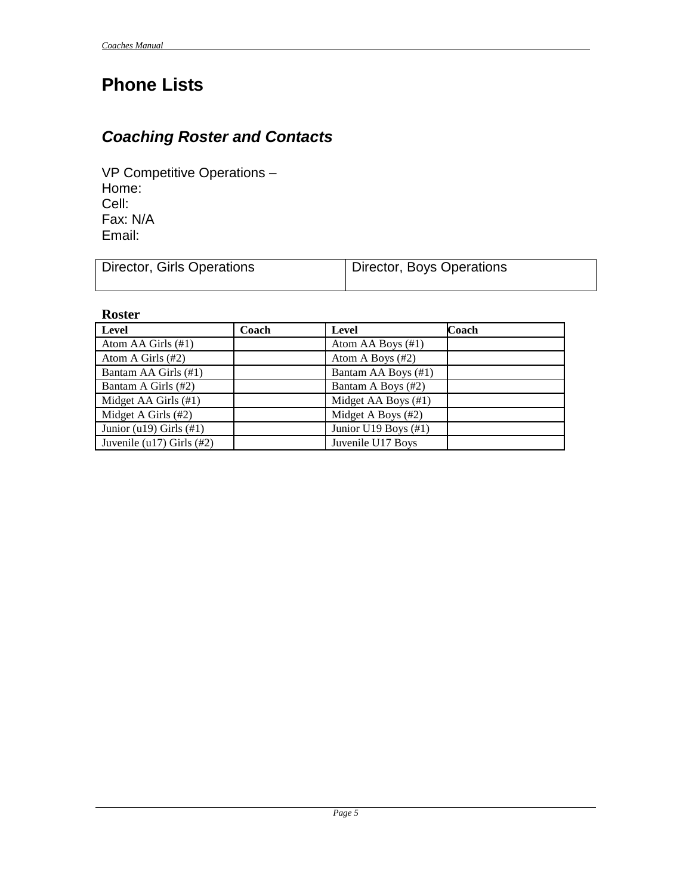# Phone Lists

## *Coaching Roster and Contacts*

VP Competitive Operations –
Home:
Cell:
Fax: N/A
Email:

| Director, Girls Operations | Director, Boys Operations |
|---|---|

**Roster**

| Level | Coach | Level | Coach |
|---|---|---|---|
| Atom AA Girls (#1) | | Atom AA Boys (#1) | |
| Atom A Girls (#2) | | Atom A Boys (#2) | |
| Bantam AA Girls (#1) | | Bantam AA Boys (#1) | |
| Bantam A Girls (#2) | | Bantam A Boys (#2) | |
| Midget AA Girls (#1) | | Midget AA Boys (#1) | |
| Midget A Girls (#2) | | Midget A Boys (#2) | |
| Junior (u19) Girls (#1) | | Junior U19 Boys (#1) | |
| Juvenile (u17) Girls (#2) | | Juvenile U17 Boys | |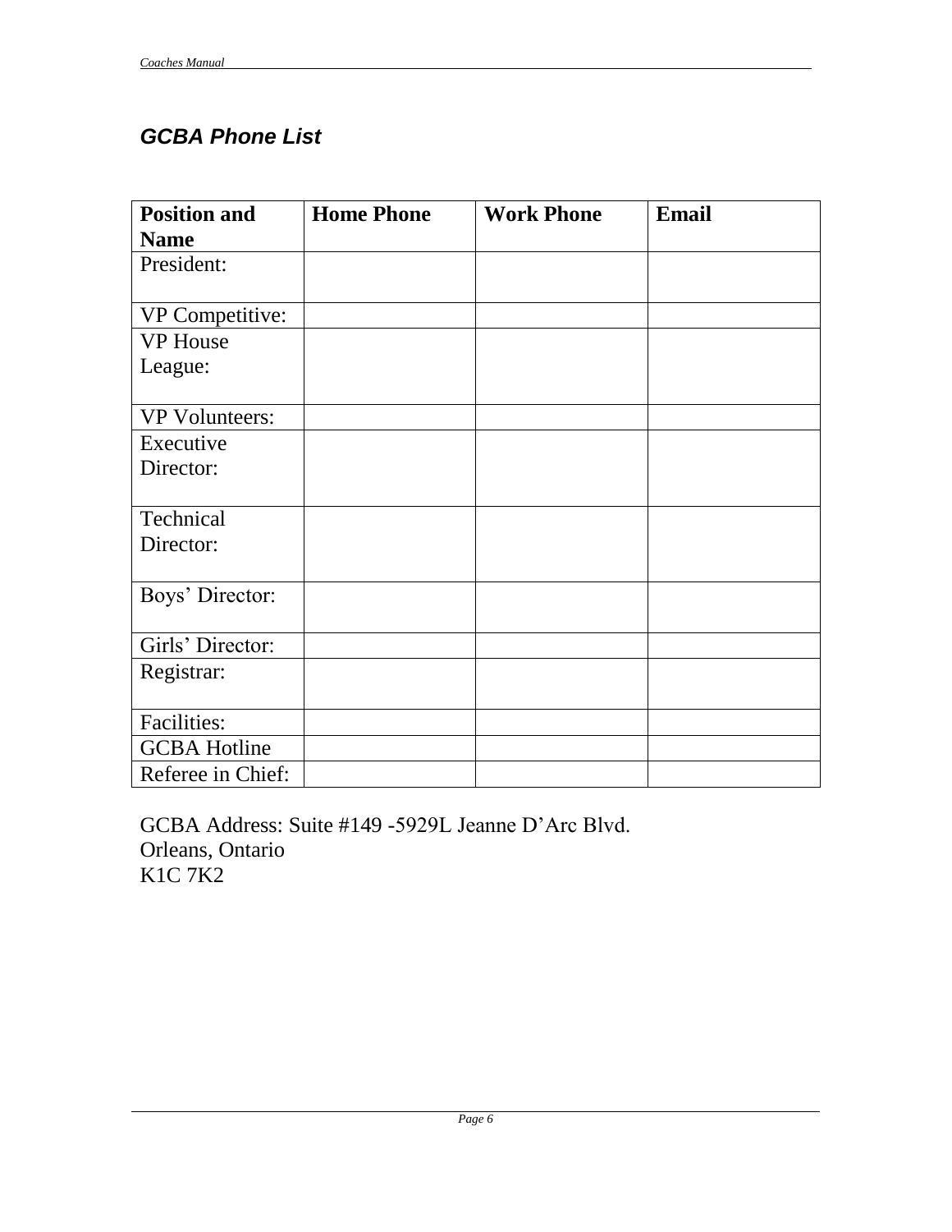## *GCBA Phone List*

| **Position and Name** | **Home Phone** | **Work Phone** | **Email** |
| --- | --- | --- | --- |
| President: | | | |
| VP Competitive: | | | |
| VP House League: | | | |
| VP Volunteers: | | | |
| Executive Director: | | | |
| Technical Director: | | | |
| Boys' Director: | | | |
| Girls' Director: | | | |
| Registrar: | | | |
| Facilities: | | | |
| GCBA Hotline | | | |
| Referee in Chief: | | | |

GCBA Address: Suite #149 -5929L Jeanne D'Arc Blvd.
Orleans, Ontario
K1C 7K2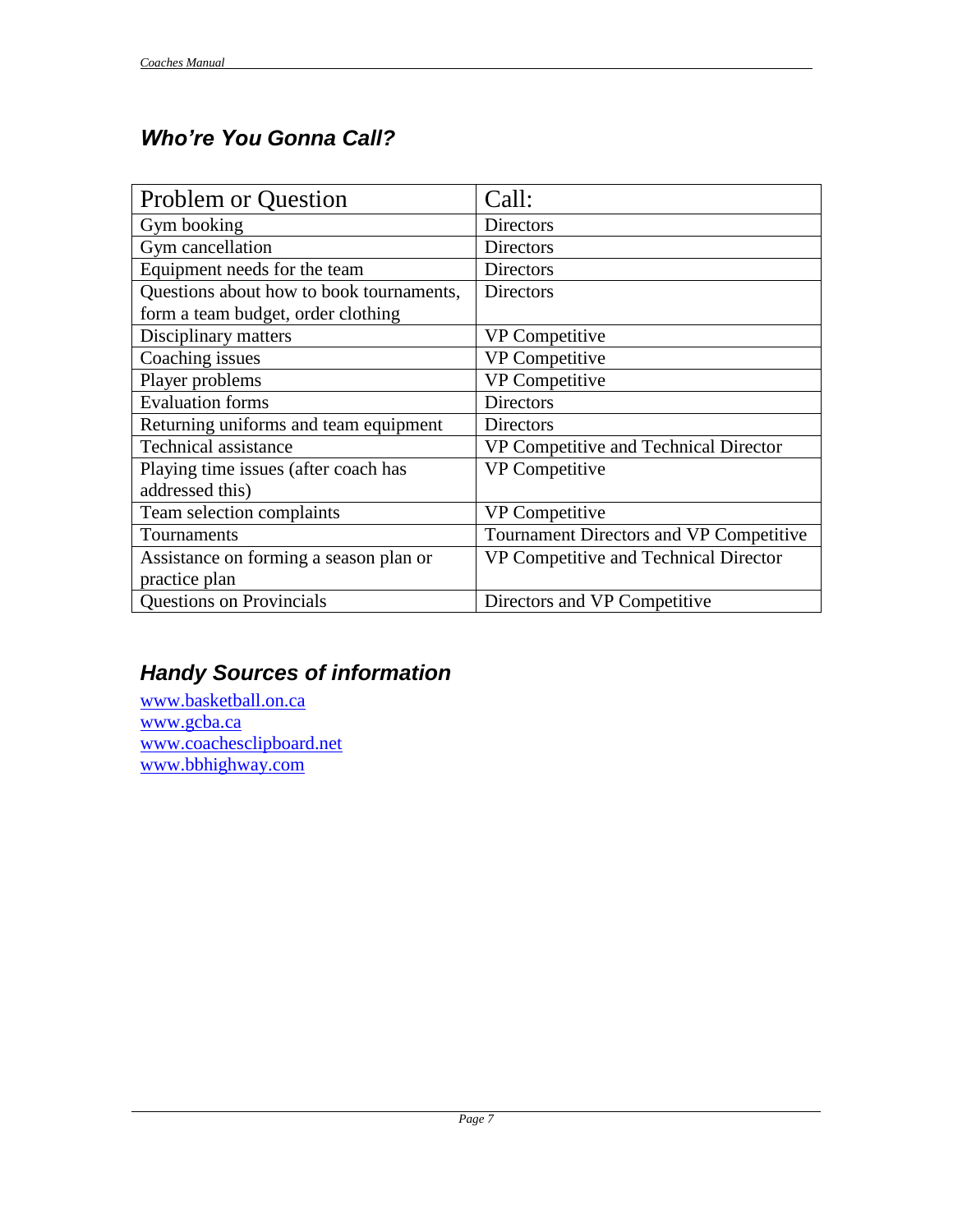## *Who're You Gonna Call?*

| Problem or Question | Call: |
| --- | --- |
| Gym booking | Directors |
| Gym cancellation | Directors |
| Equipment needs for the team | Directors |
| Questions about how to book tournaments, form a team budget, order clothing | Directors |
| Disciplinary matters | VP Competitive |
| Coaching issues | VP Competitive |
| Player problems | VP Competitive |
| Evaluation forms | Directors |
| Returning uniforms and team equipment | Directors |
| Technical assistance | VP Competitive and Technical Director |
| Playing time issues (after coach has addressed this) | VP Competitive |
| Team selection complaints | VP Competitive |
| Tournaments | Tournament Directors and VP Competitive |
| Assistance on forming a season plan or practice plan | VP Competitive and Technical Director |
| Questions on Provincials | Directors and VP Competitive |

## *Handy Sources of information*

www.basketball.on.ca
www.gcba.ca
www.coachesclipboard.net
www.bbhighway.com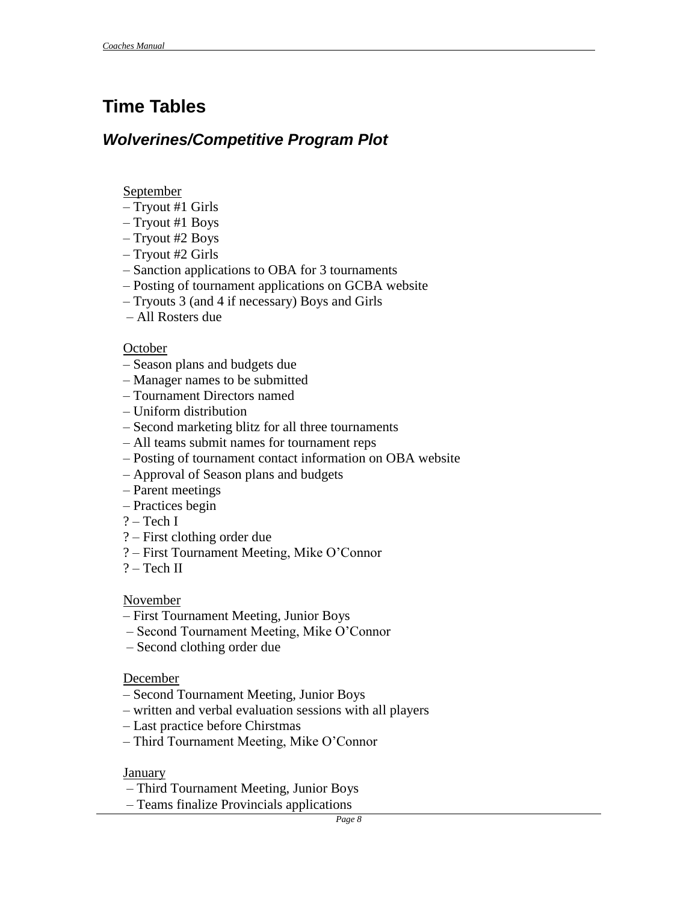# Time Tables

## *Wolverines/Competitive Program Plot*

September

– Tryout #1 Girls
– Tryout #1 Boys
– Tryout #2 Boys
– Tryout #2 Girls
– Sanction applications to OBA for 3 tournaments
– Posting of tournament applications on GCBA website
– Tryouts 3 (and 4 if necessary) Boys and Girls
– All Rosters due

October

– Season plans and budgets due
– Manager names to be submitted
– Tournament Directors named
– Uniform distribution
– Second marketing blitz for all three tournaments
– All teams submit names for tournament reps
– Posting of tournament contact information on OBA website
– Approval of Season plans and budgets
– Parent meetings
– Practices begin
? – Tech I
? – First clothing order due
? – First Tournament Meeting, Mike O'Connor
? – Tech II

November

– First Tournament Meeting, Junior Boys
– Second Tournament Meeting, Mike O'Connor
– Second clothing order due

December

– Second Tournament Meeting, Junior Boys
– written and verbal evaluation sessions with all players
– Last practice before Chirstmas
– Third Tournament Meeting, Mike O'Connor

January

– Third Tournament Meeting, Junior Boys
– Teams finalize Provincials applications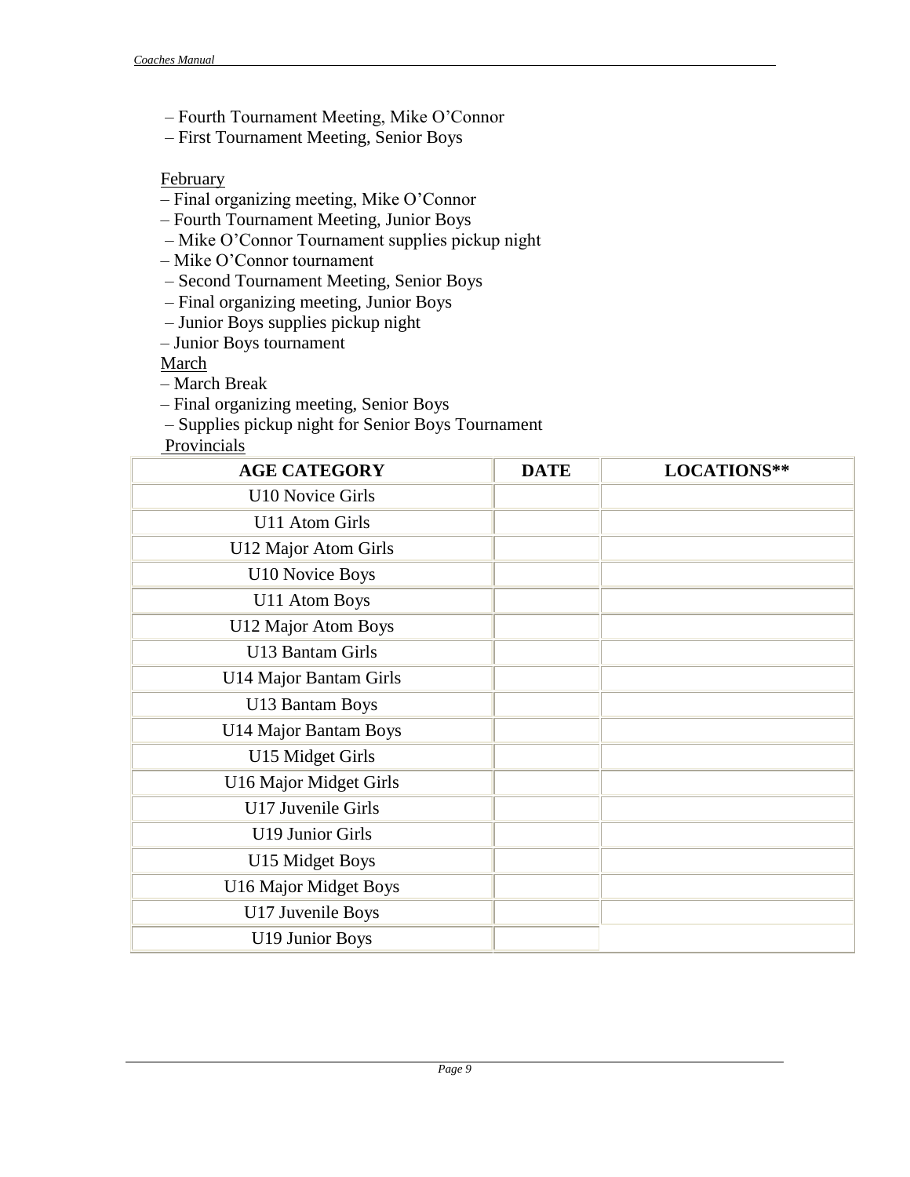– Fourth Tournament Meeting, Mike O'Connor
– First Tournament Meeting, Senior Boys

February

– Final organizing meeting, Mike O'Connor
– Fourth Tournament Meeting, Junior Boys
– Mike O'Connor Tournament supplies pickup night
– Mike O'Connor tournament
– Second Tournament Meeting, Senior Boys
– Final organizing meeting, Junior Boys
– Junior Boys supplies pickup night
– Junior Boys tournament

March

– March Break
– Final organizing meeting, Senior Boys
– Supplies pickup night for Senior Boys Tournament

Provincials

| AGE CATEGORY | DATE | LOCATIONS** |
|---|---|---|
| U10 Novice Girls | | |
| U11 Atom Girls | | |
| U12 Major Atom Girls | | |
| U10 Novice Boys | | |
| U11 Atom Boys | | |
| U12 Major Atom Boys | | |
| U13 Bantam Girls | | |
| U14 Major Bantam Girls | | |
| U13 Bantam Boys | | |
| U14 Major Bantam Boys | | |
| U15 Midget Girls | | |
| U16 Major Midget Girls | | |
| U17 Juvenile Girls | | |
| U19 Junior Girls | | |
| U15 Midget Boys | | |
| U16 Major Midget Boys | | |
| U17 Juvenile Boys | | |
| U19 Junior Boys | | |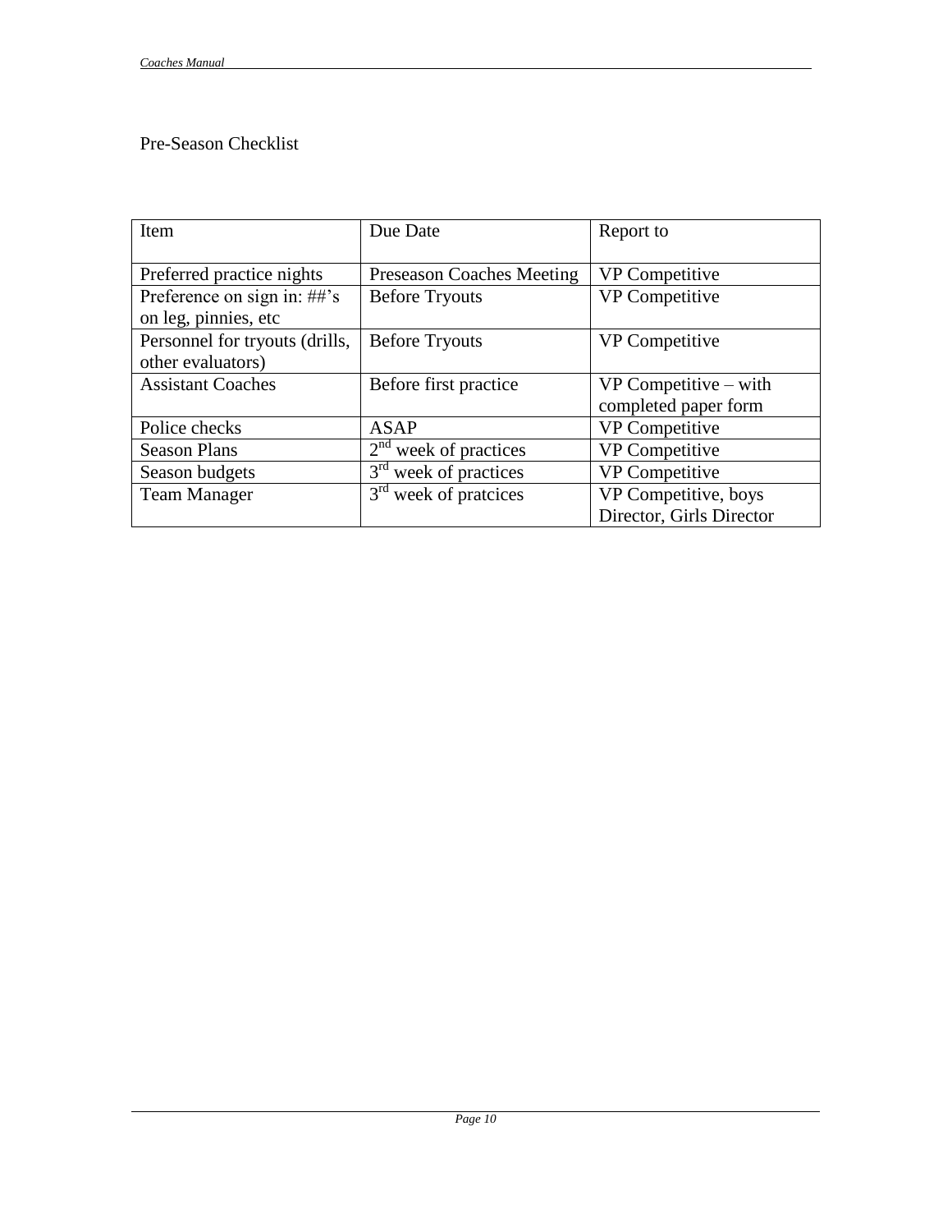## Pre-Season Checklist

| Item | Due Date | Report to |
|---|---|---|
| Preferred practice nights | Preseason Coaches Meeting | VP Competitive |
| Preference on sign in: ##'s on leg, pinnies, etc | Before Tryouts | VP Competitive |
| Personnel for tryouts (drills, other evaluators) | Before Tryouts | VP Competitive |
| Assistant Coaches | Before first practice | VP Competitive – with completed paper form |
| Police checks | ASAP | VP Competitive |
| Season Plans | 2nd week of practices | VP Competitive |
| Season budgets | 3rd week of practices | VP Competitive |
| Team Manager | 3rd week of pratcices | VP Competitive, boys Director, Girls Director |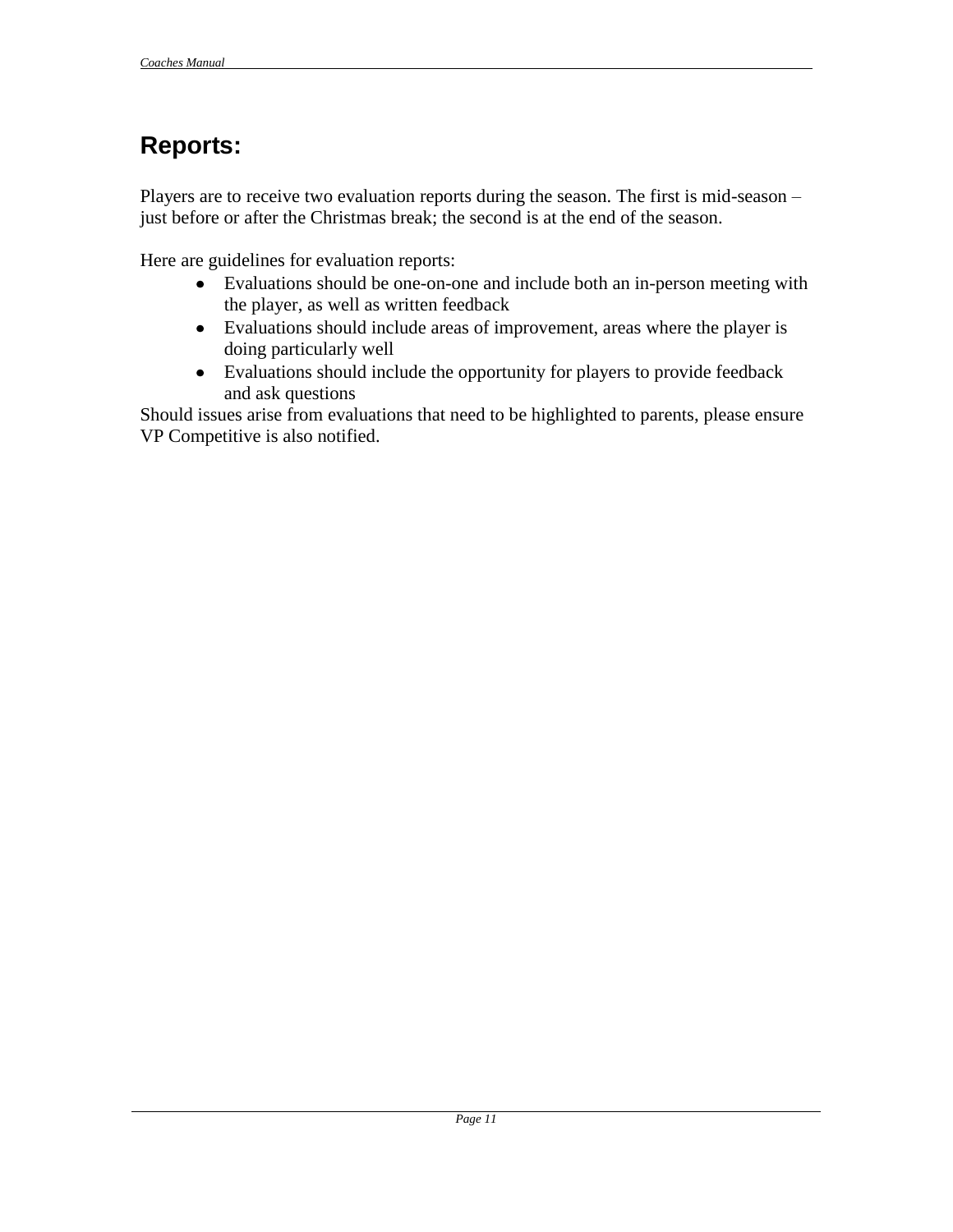## Reports:

Players are to receive two evaluation reports during the season. The first is mid-season – just before or after the Christmas break; the second is at the end of the season.

Here are guidelines for evaluation reports:

- Evaluations should be one-on-one and include both an in-person meeting with the player, as well as written feedback
- Evaluations should include areas of improvement, areas where the player is doing particularly well
- Evaluations should include the opportunity for players to provide feedback and ask questions

Should issues arise from evaluations that need to be highlighted to parents, please ensure VP Competitive is also notified.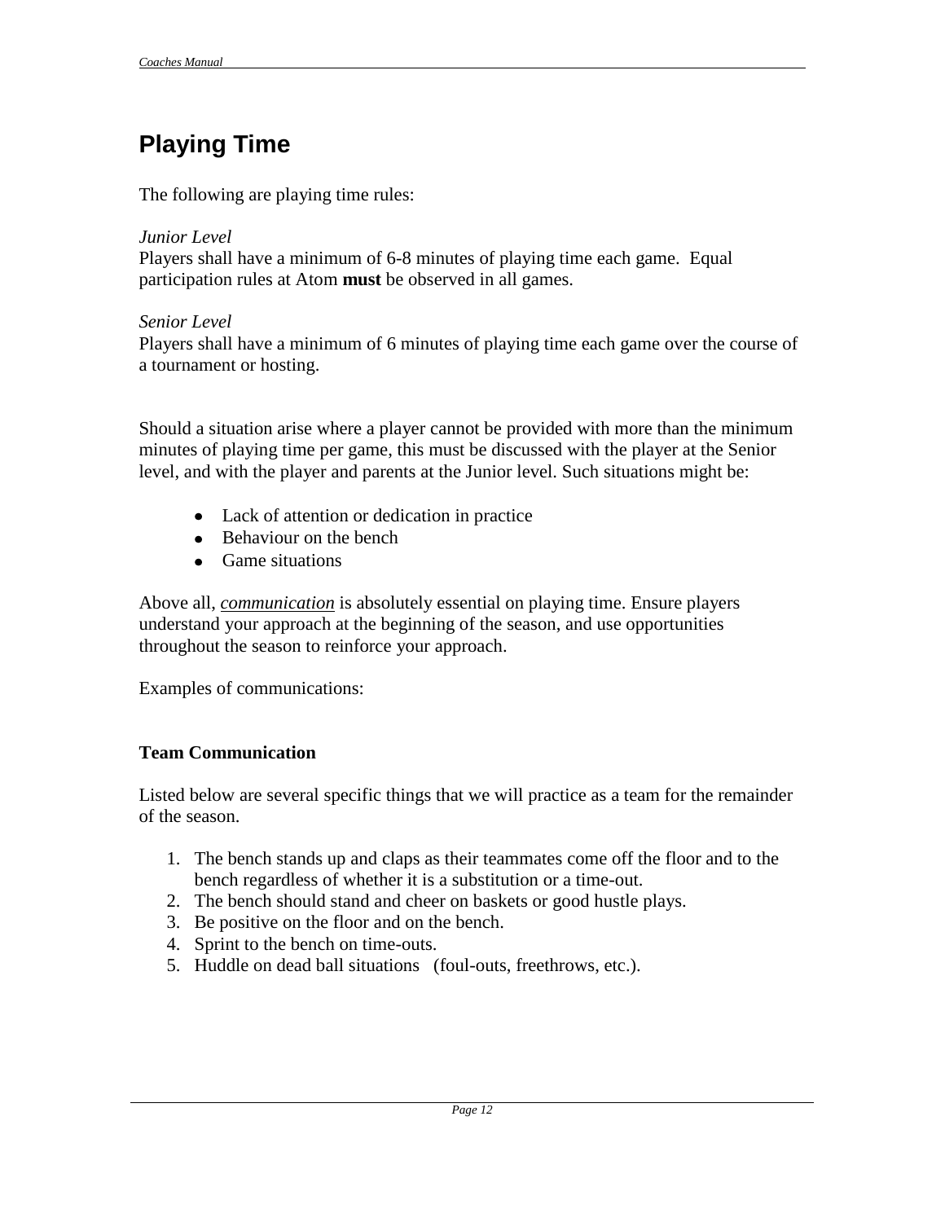# Playing Time

The following are playing time rules:

*Junior Level*
Players shall have a minimum of 6-8 minutes of playing time each game. Equal participation rules at Atom **must** be observed in all games.

*Senior Level*
Players shall have a minimum of 6 minutes of playing time each game over the course of a tournament or hosting.

Should a situation arise where a player cannot be provided with more than the minimum minutes of playing time per game, this must be discussed with the player at the Senior level, and with the player and parents at the Junior level. Such situations might be:

- Lack of attention or dedication in practice
- Behaviour on the bench
- Game situations

Above all, <u>*communication*</u> is absolutely essential on playing time. Ensure players understand your approach at the beginning of the season, and use opportunities throughout the season to reinforce your approach.

Examples of communications:

**Team Communication**

Listed below are several specific things that we will practice as a team for the remainder of the season.

1. The bench stands up and claps as their teammates come off the floor and to the bench regardless of whether it is a substitution or a time-out.
2. The bench should stand and cheer on baskets or good hustle plays.
3. Be positive on the floor and on the bench.
4. Sprint to the bench on time-outs.
5. Huddle on dead ball situations (foul-outs, freethrows, etc.).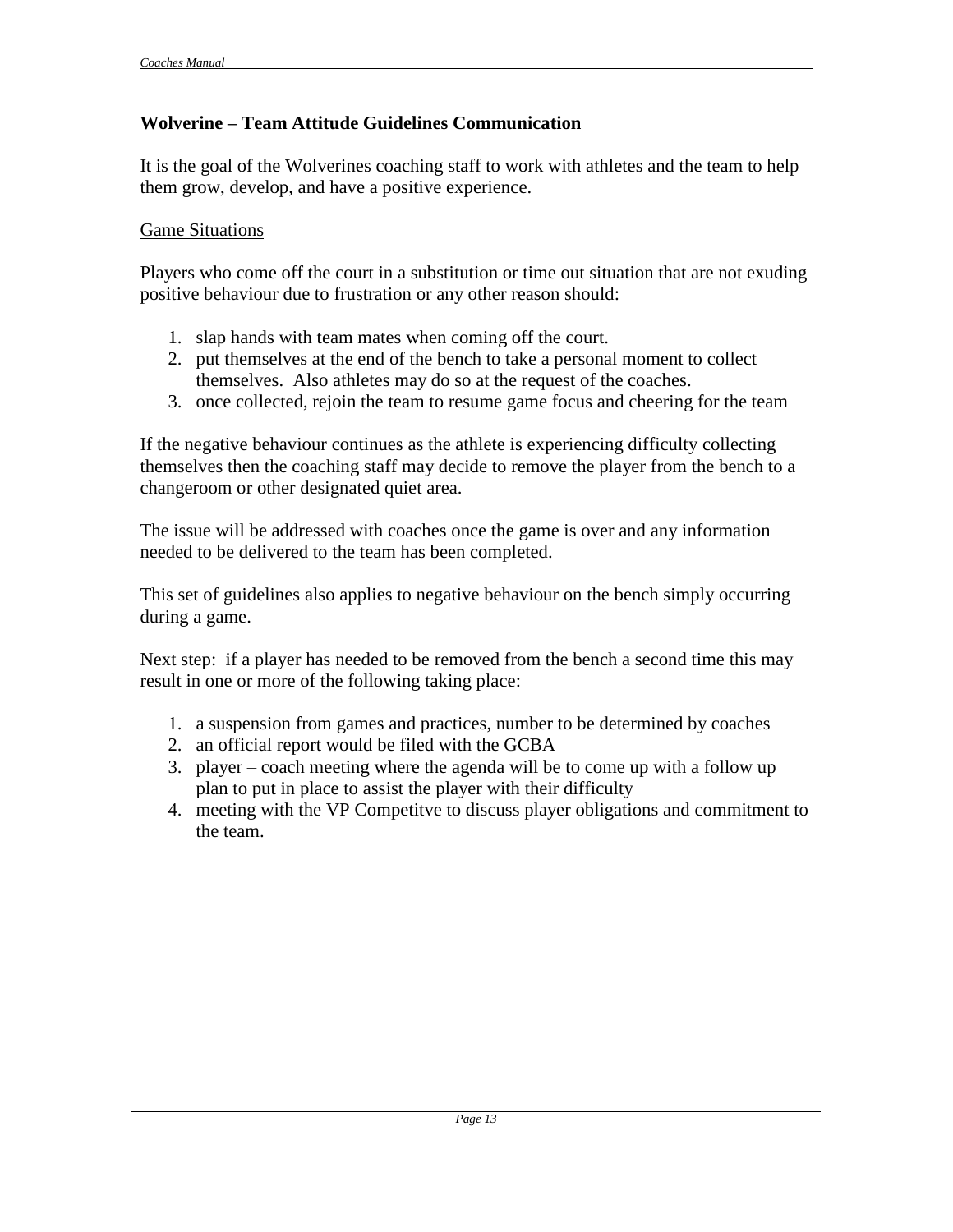## Wolverine – Team Attitude Guidelines Communication

It is the goal of the Wolverines coaching staff to work with athletes and the team to help them grow, develop, and have a positive experience.

<u>Game Situations</u>

Players who come off the court in a substitution or time out situation that are not exuding positive behaviour due to frustration or any other reason should:

1. slap hands with team mates when coming off the court.
2. put themselves at the end of the bench to take a personal moment to collect themselves. Also athletes may do so at the request of the coaches.
3. once collected, rejoin the team to resume game focus and cheering for the team

If the negative behaviour continues as the athlete is experiencing difficulty collecting themselves then the coaching staff may decide to remove the player from the bench to a changeroom or other designated quiet area.

The issue will be addressed with coaches once the game is over and any information needed to be delivered to the team has been completed.

This set of guidelines also applies to negative behaviour on the bench simply occurring during a game.

Next step: if a player has needed to be removed from the bench a second time this may result in one or more of the following taking place:

1. a suspension from games and practices, number to be determined by coaches
2. an official report would be filed with the GCBA
3. player – coach meeting where the agenda will be to come up with a follow up plan to put in place to assist the player with their difficulty
4. meeting with the VP Competitve to discuss player obligations and commitment to the team.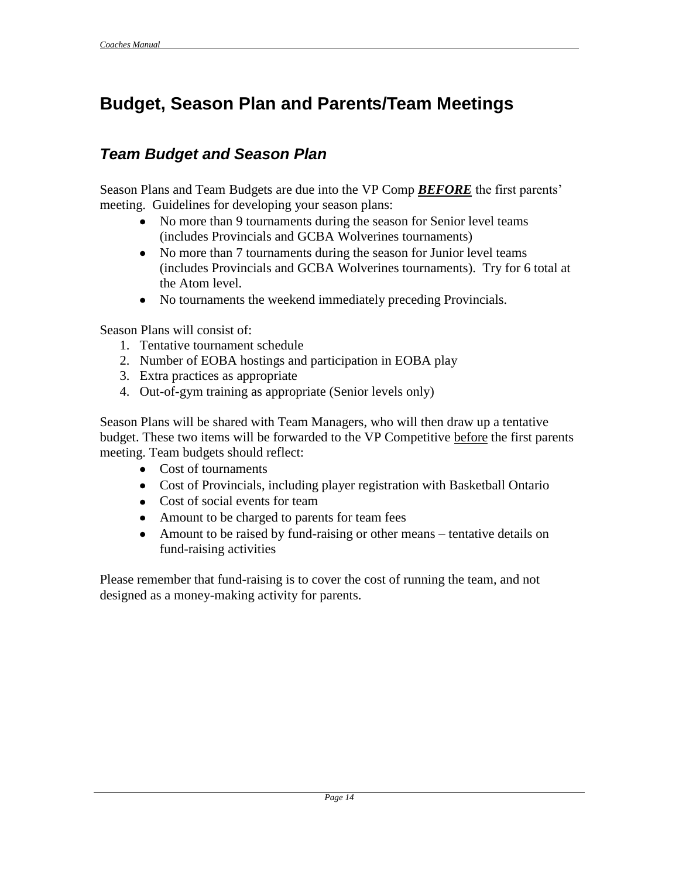# Budget, Season Plan and Parents/Team Meetings

## *Team Budget and Season Plan*

Season Plans and Team Budgets are due into the VP Comp ***BEFORE*** the first parents' meeting. Guidelines for developing your season plans:

- No more than 9 tournaments during the season for Senior level teams (includes Provincials and GCBA Wolverines tournaments)
- No more than 7 tournaments during the season for Junior level teams (includes Provincials and GCBA Wolverines tournaments). Try for 6 total at the Atom level.
- No tournaments the weekend immediately preceding Provincials.

Season Plans will consist of:

1. Tentative tournament schedule
2. Number of EOBA hostings and participation in EOBA play
3. Extra practices as appropriate
4. Out-of-gym training as appropriate (Senior levels only)

Season Plans will be shared with Team Managers, who will then draw up a tentative budget. These two items will be forwarded to the VP Competitive <u>before</u> the first parents meeting. Team budgets should reflect:

- Cost of tournaments
- Cost of Provincials, including player registration with Basketball Ontario
- Cost of social events for team
- Amount to be charged to parents for team fees
- Amount to be raised by fund-raising or other means – tentative details on fund-raising activities

Please remember that fund-raising is to cover the cost of running the team, and not designed as a money-making activity for parents.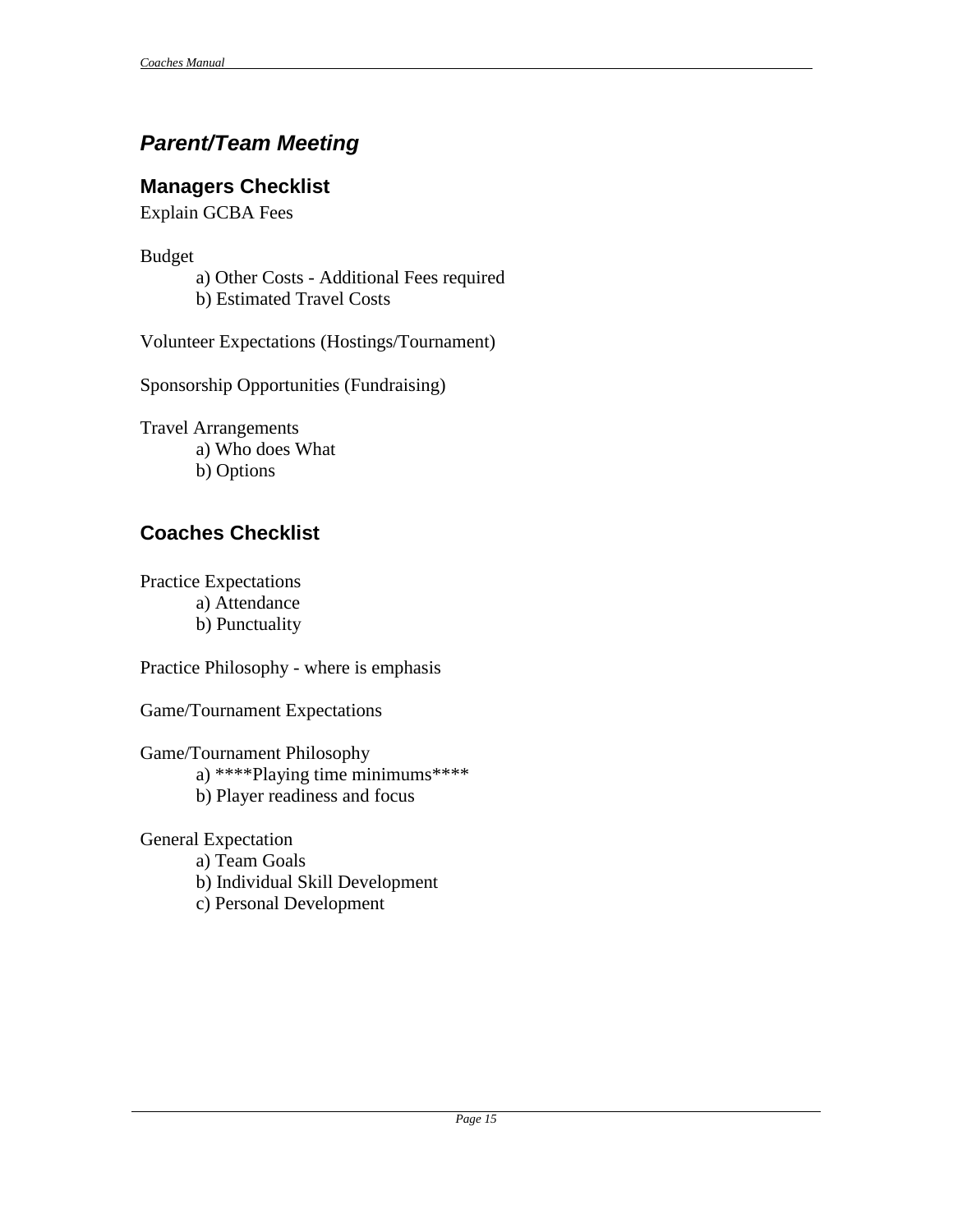## *Parent/Team Meeting*

### Managers Checklist

Explain GCBA Fees

Budget

- a) Other Costs - Additional Fees required
- b) Estimated Travel Costs

Volunteer Expectations (Hostings/Tournament)

Sponsorship Opportunities (Fundraising)

Travel Arrangements

- a) Who does What
- b) Options

### Coaches Checklist

Practice Expectations

- a) Attendance
- b) Punctuality

Practice Philosophy - where is emphasis

Game/Tournament Expectations

Game/Tournament Philosophy

- a) ****Playing time minimums****
- b) Player readiness and focus

General Expectation

- a) Team Goals
- b) Individual Skill Development
- c) Personal Development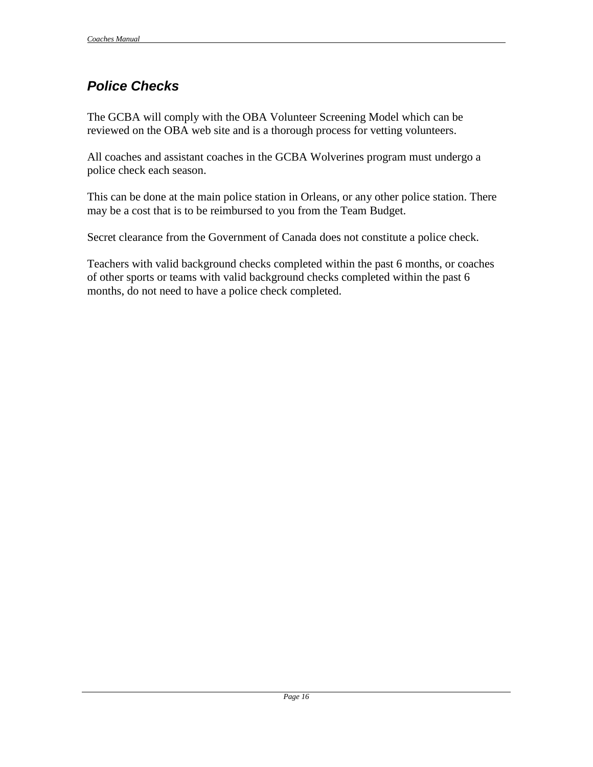## *Police Checks*

The GCBA will comply with the OBA Volunteer Screening Model which can be reviewed on the OBA web site and is a thorough process for vetting volunteers.

All coaches and assistant coaches in the GCBA Wolverines program must undergo a police check each season.

This can be done at the main police station in Orleans, or any other police station. There may be a cost that is to be reimbursed to you from the Team Budget.

Secret clearance from the Government of Canada does not constitute a police check.

Teachers with valid background checks completed within the past 6 months, or coaches of other sports or teams with valid background checks completed within the past 6 months, do not need to have a police check completed.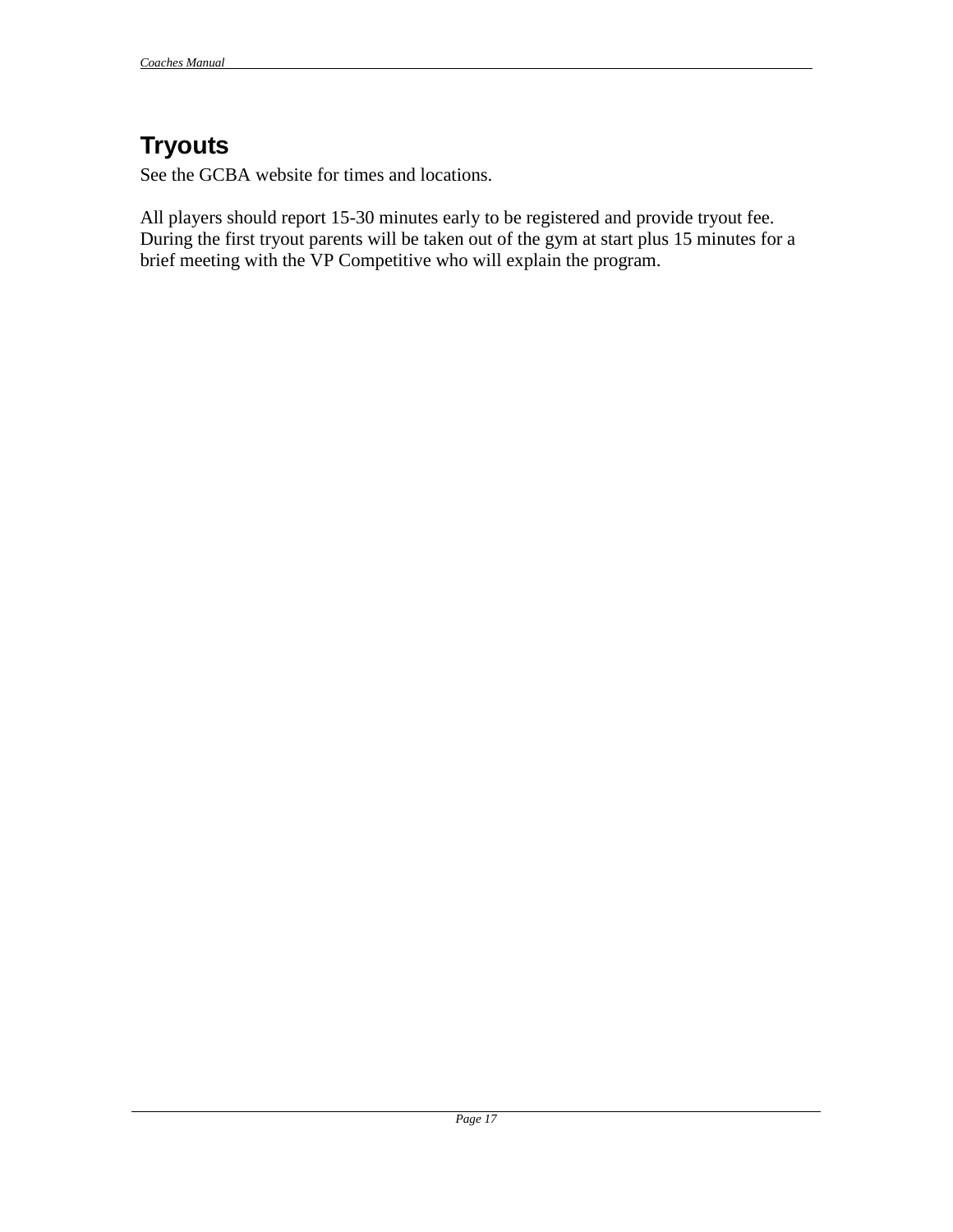## Tryouts

See the GCBA website for times and locations.

All players should report 15-30 minutes early to be registered and provide tryout fee. During the first tryout parents will be taken out of the gym at start plus 15 minutes for a brief meeting with the VP Competitive who will explain the program.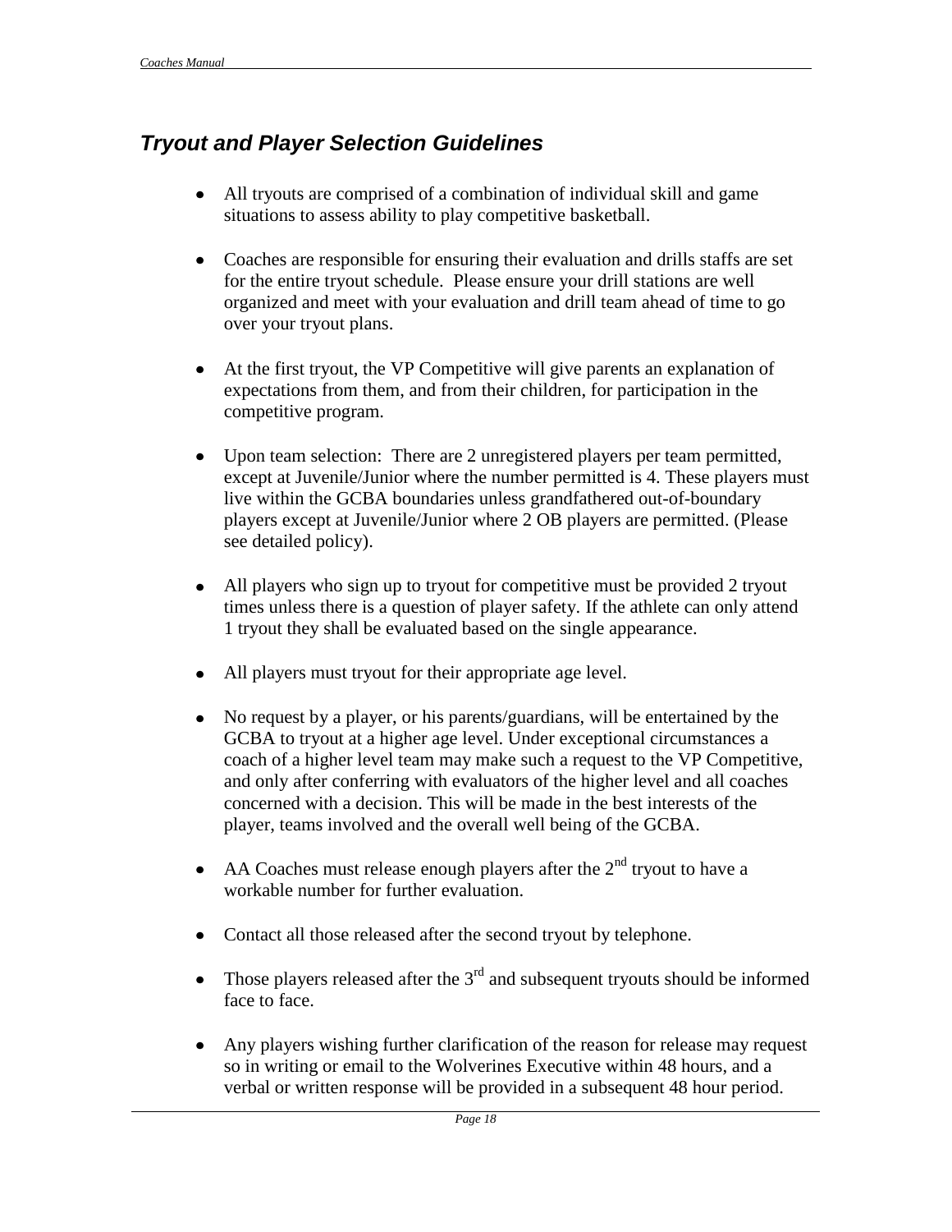## *Tryout and Player Selection Guidelines*

- All tryouts are comprised of a combination of individual skill and game situations to assess ability to play competitive basketball.
- Coaches are responsible for ensuring their evaluation and drills staffs are set for the entire tryout schedule. Please ensure your drill stations are well organized and meet with your evaluation and drill team ahead of time to go over your tryout plans.
- At the first tryout, the VP Competitive will give parents an explanation of expectations from them, and from their children, for participation in the competitive program.
- Upon team selection: There are 2 unregistered players per team permitted, except at Juvenile/Junior where the number permitted is 4. These players must live within the GCBA boundaries unless grandfathered out-of-boundary players except at Juvenile/Junior where 2 OB players are permitted. (Please see detailed policy).
- All players who sign up to tryout for competitive must be provided 2 tryout times unless there is a question of player safety. If the athlete can only attend 1 tryout they shall be evaluated based on the single appearance.
- All players must tryout for their appropriate age level.
- No request by a player, or his parents/guardians, will be entertained by the GCBA to tryout at a higher age level. Under exceptional circumstances a coach of a higher level team may make such a request to the VP Competitive, and only after conferring with evaluators of the higher level and all coaches concerned with a decision. This will be made in the best interests of the player, teams involved and the overall well being of the GCBA.
- AA Coaches must release enough players after the 2nd tryout to have a workable number for further evaluation.
- Contact all those released after the second tryout by telephone.
- Those players released after the 3rd and subsequent tryouts should be informed face to face.
- Any players wishing further clarification of the reason for release may request so in writing or email to the Wolverines Executive within 48 hours, and a verbal or written response will be provided in a subsequent 48 hour period.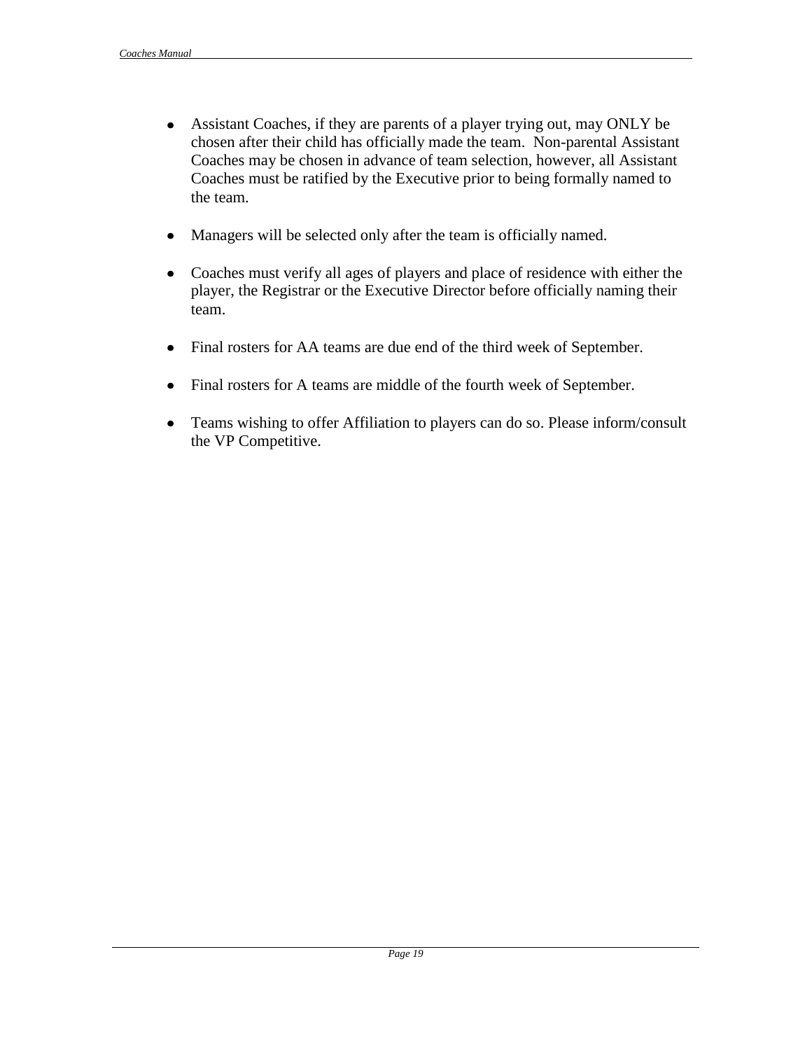- Assistant Coaches, if they are parents of a player trying out, may ONLY be chosen after their child has officially made the team. Non-parental Assistant Coaches may be chosen in advance of team selection, however, all Assistant Coaches must be ratified by the Executive prior to being formally named to the team.

- Managers will be selected only after the team is officially named.

- Coaches must verify all ages of players and place of residence with either the player, the Registrar or the Executive Director before officially naming their team.

- Final rosters for AA teams are due end of the third week of September.

- Final rosters for A teams are middle of the fourth week of September.

- Teams wishing to offer Affiliation to players can do so. Please inform/consult the VP Competitive.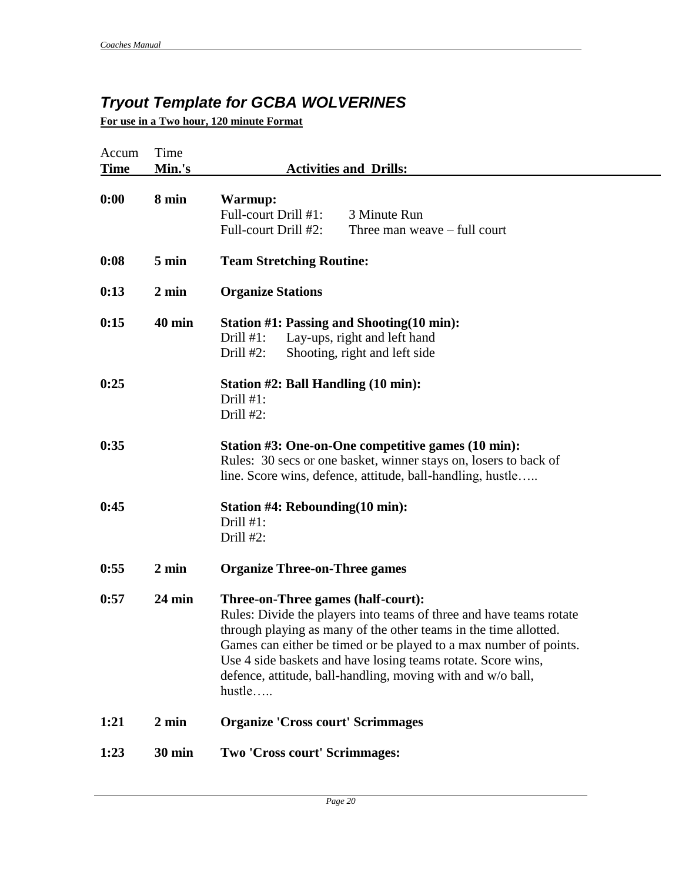## *Tryout Template for GCBA WOLVERINES*

**For use in a Two hour, 120 minute Format**

| Accum **Time** | Time **Min.'s** | **Activities and Drills:** |
|---|---|---|
| **0:00** | **8 min** | **Warmup:**<br>Full-court Drill #1: 3 Minute Run<br>Full-court Drill #2: Three man weave – full court |
| **0:08** | **5 min** | **Team Stretching Routine:** |
| **0:13** | **2 min** | **Organize Stations** |
| **0:15** | **40 min** | **Station #1: Passing and Shooting(10 min):**<br>Drill #1: Lay-ups, right and left hand<br>Drill #2: Shooting, right and left side |
| **0:25** | | **Station #2: Ball Handling (10 min):**<br>Drill #1:<br>Drill #2: |
| **0:35** | | **Station #3: One-on-One competitive games (10 min):**<br>Rules: 30 secs or one basket, winner stays on, losers to back of line. Score wins, defence, attitude, ball-handling, hustle….. |
| **0:45** | | **Station #4: Rebounding(10 min):**<br>Drill #1:<br>Drill #2: |
| **0:55** | **2 min** | **Organize Three-on-Three games** |
| **0:57** | **24 min** | **Three-on-Three games (half-court):**<br>Rules: Divide the players into teams of three and have teams rotate through playing as many of the other teams in the time allotted. Games can either be timed or be played to a max number of points. Use 4 side baskets and have losing teams rotate. Score wins, defence, attitude, ball-handling, moving with and w/o ball, hustle….. |
| **1:21** | **2 min** | **Organize 'Cross court' Scrimmages** |
| **1:23** | **30 min** | **Two 'Cross court' Scrimmages:** |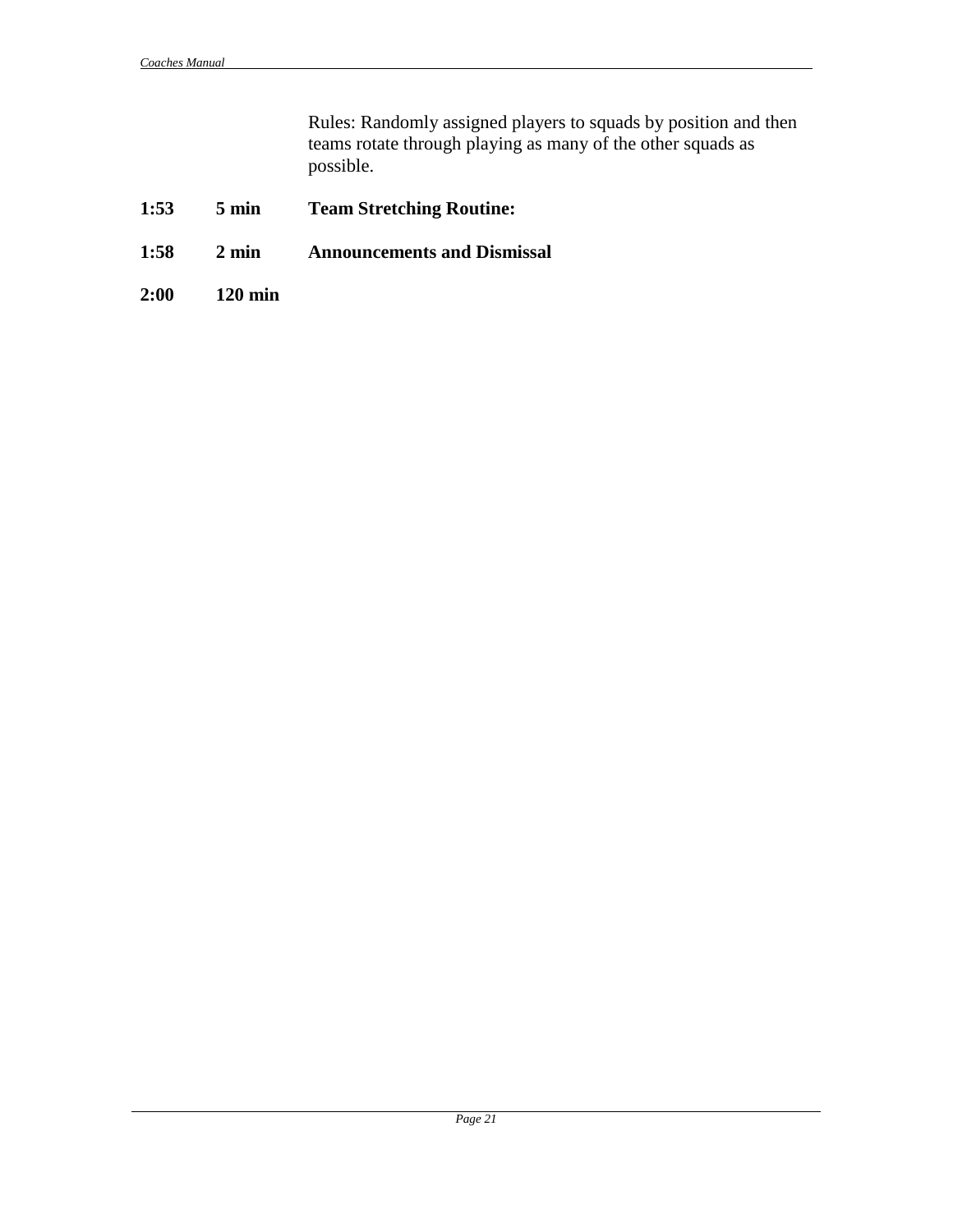Rules: Randomly assigned players to squads by position and then teams rotate through playing as many of the other squads as possible.

**1:53 5 min Team Stretching Routine:**

**1:58 2 min Announcements and Dismissal**

**2:00 120 min**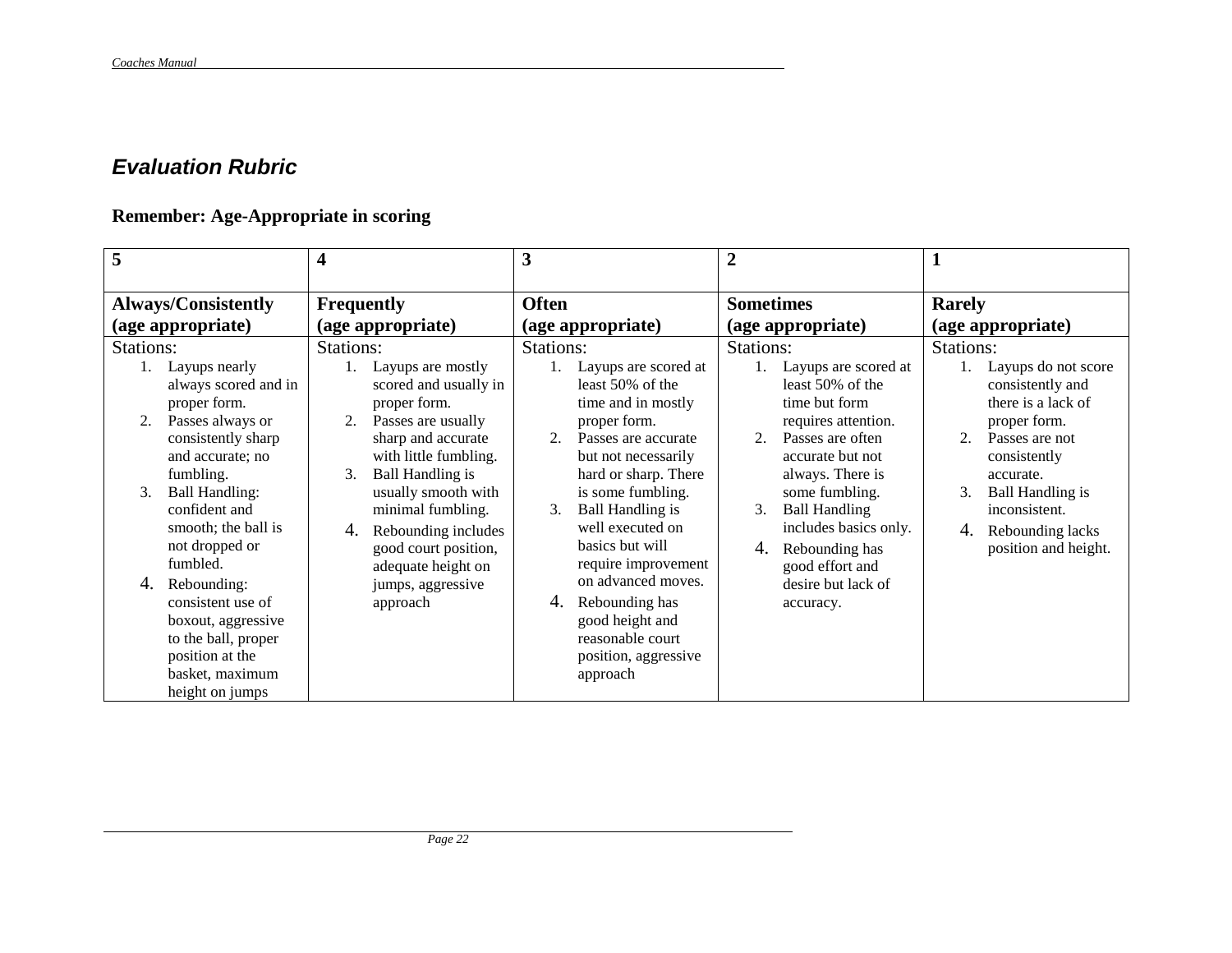## *Evaluation Rubric*

**Remember: Age-Appropriate in scoring**

| 5 | 4 | 3 | 2 | 1 |
|---|---|---|---|---|
| **Always/Consistently (age appropriate)** | **Frequently (age appropriate)** | **Often (age appropriate)** | **Sometimes (age appropriate)** | **Rarely (age appropriate)** |
| Stations:<br>1. Layups nearly always scored and in proper form.<br>2. Passes always or consistently sharp and accurate; no fumbling.<br>3. Ball Handling: confident and smooth; the ball is not dropped or fumbled.<br>4. Rebounding: consistent use of boxout, aggressive to the ball, proper position at the basket, maximum height on jumps | Stations:<br>1. Layups are mostly scored and usually in proper form.<br>2. Passes are usually sharp and accurate with little fumbling.<br>3. Ball Handling is usually smooth with minimal fumbling.<br>4. Rebounding includes good court position, adequate height on jumps, aggressive approach | Stations:<br>1. Layups are scored at least 50% of the time and in mostly proper form.<br>2. Passes are accurate but not necessarily hard or sharp. There is some fumbling.<br>3. Ball Handling is well executed on basics but will require improvement on advanced moves.<br>4. Rebounding has good height and reasonable court position, aggressive approach | Stations:<br>1. Layups are scored at least 50% of the time but form requires attention.<br>2. Passes are often accurate but not always. There is some fumbling.<br>3. Ball Handling includes basics only.<br>4. Rebounding has good effort and desire but lack of accuracy. | Stations:<br>1. Layups do not score consistently and there is a lack of proper form.<br>2. Passes are not consistently accurate.<br>3. Ball Handling is inconsistent.<br>4. Rebounding lacks position and height. |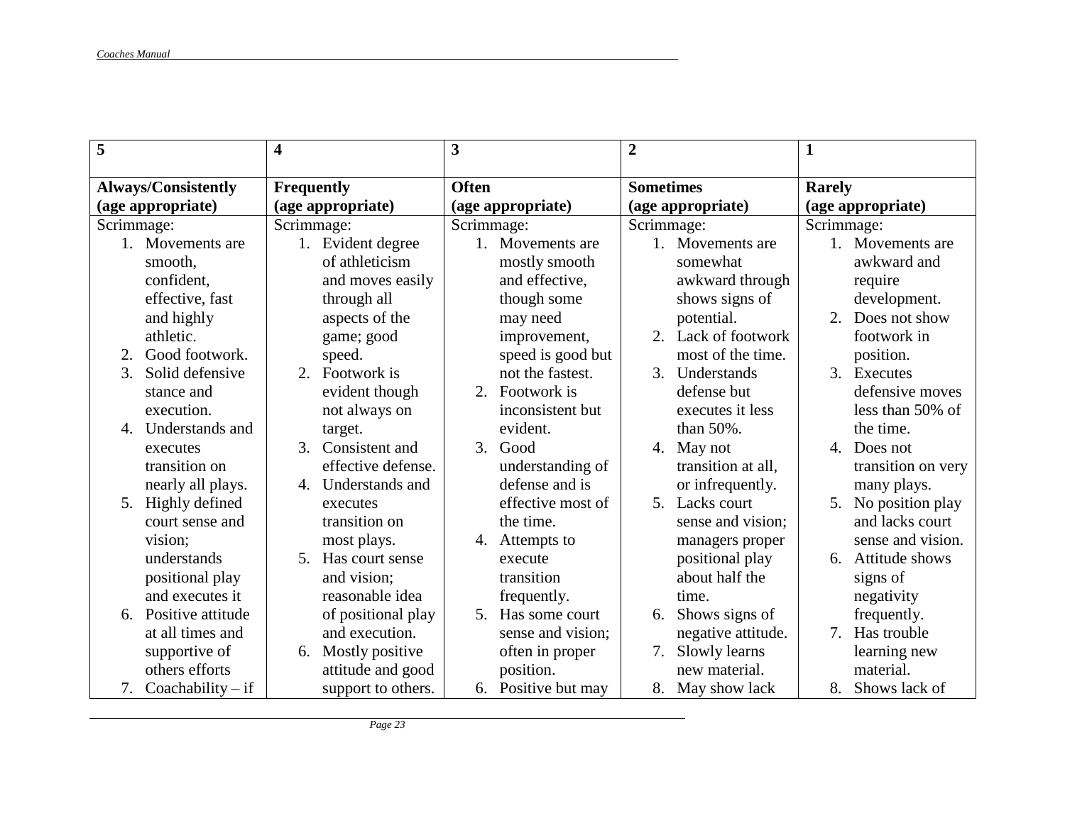| 5 | 4 | 3 | 2 | 1 |
|---|---|---|---|---|
| **Always/Consistently (age appropriate)** | **Frequently (age appropriate)** | **Often (age appropriate)** | **Sometimes (age appropriate)** | **Rarely (age appropriate)** |
| Scrimmage:<br>1. Movements are smooth, confident, effective, fast and highly athletic.<br>2. Good footwork.<br>3. Solid defensive stance and execution.<br>4. Understands and executes transition on nearly all plays.<br>5. Highly defined court sense and vision; understands positional play and executes it<br>6. Positive attitude at all times and supportive of others efforts<br>7. Coachability – if | Scrimmage:<br>1. Evident degree of athleticism and moves easily through all aspects of the game; good speed.<br>2. Footwork is evident though not always on target.<br>3. Consistent and effective defense.<br>4. Understands and executes transition on most plays.<br>5. Has court sense and vision; reasonable idea of positional play and execution.<br>6. Mostly positive attitude and good support to others. | Scrimmage:<br>1. Movements are mostly smooth and effective, though some may need improvement, speed is good but not the fastest.<br>2. Footwork is inconsistent but evident.<br>3. Good understanding of defense and is effective most of the time.<br>4. Attempts to execute transition frequently.<br>5. Has some court sense and vision; often in proper position.<br>6. Positive but may | Scrimmage:<br>1. Movements are somewhat awkward through shows signs of potential.<br>2. Lack of footwork most of the time.<br>3. Understands defense but executes it less than 50%.<br>4. May not transition at all, or infrequently.<br>5. Lacks court sense and vision; managers proper positional play about half the time.<br>6. Shows signs of negative attitude.<br>7. Slowly learns new material.<br>8. May show lack | Scrimmage:<br>1. Movements are awkward and require development.<br>2. Does not show footwork in position.<br>3. Executes defensive moves less than 50% of the time.<br>4. Does not transition on very many plays.<br>5. No position play and lacks court sense and vision.<br>6. Attitude shows signs of negativity frequently.<br>7. Has trouble learning new material.<br>8. Shows lack of |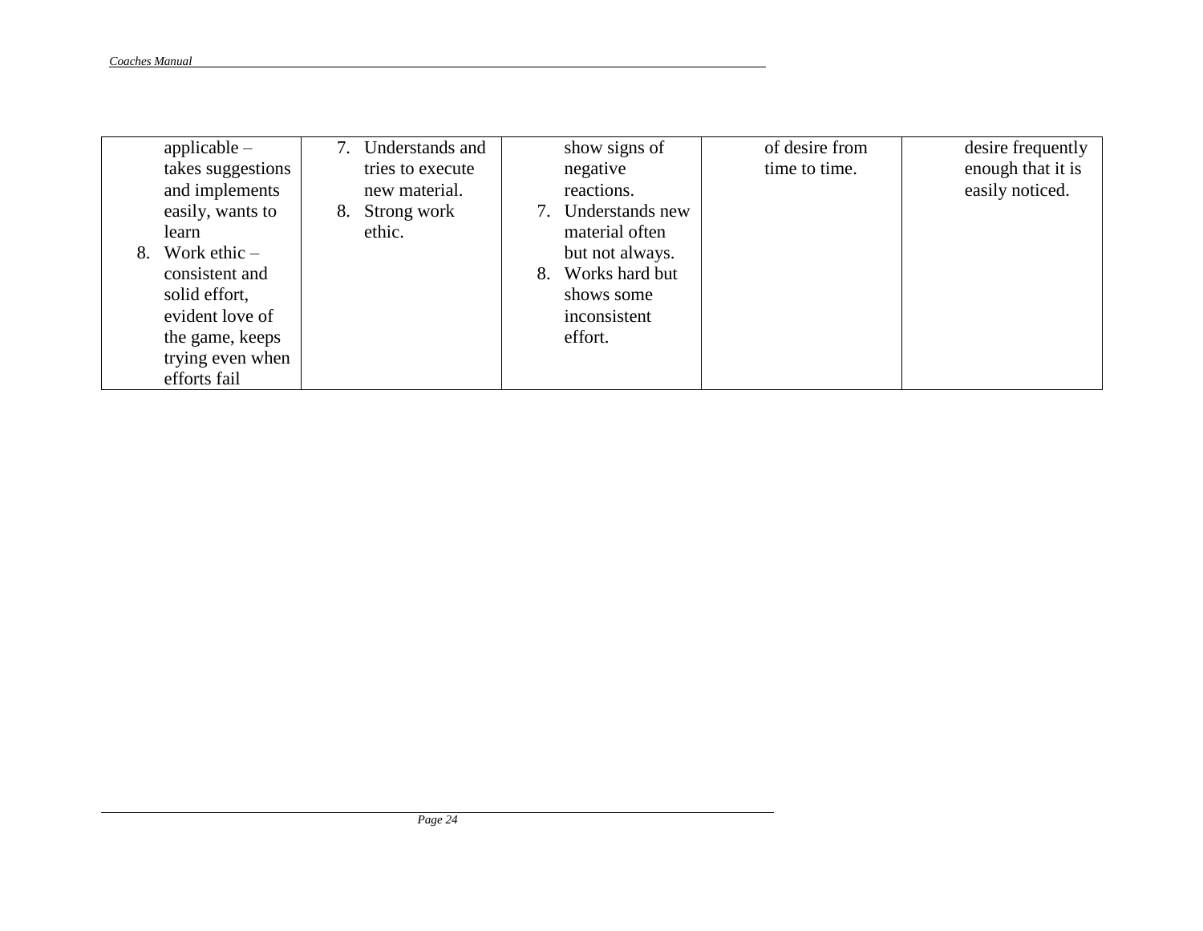| | | | | |
|---|---|---|---|---|
| applicable – takes suggestions and implements easily, wants to learn<br>8. Work ethic – consistent and solid effort, evident love of the game, keeps trying even when efforts fail | 7. Understands and tries to execute new material.<br>8. Strong work ethic. | show signs of negative reactions.<br>7. Understands new material often but not always.<br>8. Works hard but shows some inconsistent effort. | of desire from time to time. | desire frequently enough that it is easily noticed. |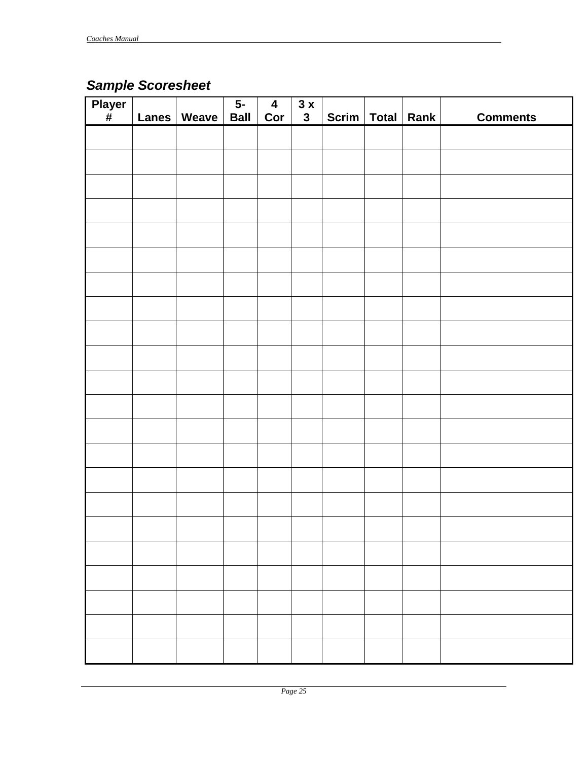### *Sample Scoresheet*

| Player # | Lanes | Weave | 5-Ball | 4 Cor | 3 x 3 | Scrim | Total | Rank | Comments |
|---|---|---|---|---|---|---|---|---|---|
| | | | | | | | | | |
| | | | | | | | | | |
| | | | | | | | | | |
| | | | | | | | | | |
| | | | | | | | | | |
| | | | | | | | | | |
| | | | | | | | | | |
| | | | | | | | | | |
| | | | | | | | | | |
| | | | | | | | | | |
| | | | | | | | | | |
| | | | | | | | | | |
| | | | | | | | | | |
| | | | | | | | | | |
| | | | | | | | | | |
| | | | | | | | | | |
| | | | | | | | | | |
| | | | | | | | | | |
| | | | | | | | | | |
| | | | | | | | | | |
| | | | | | | | | | |
| | | | | | | | | | |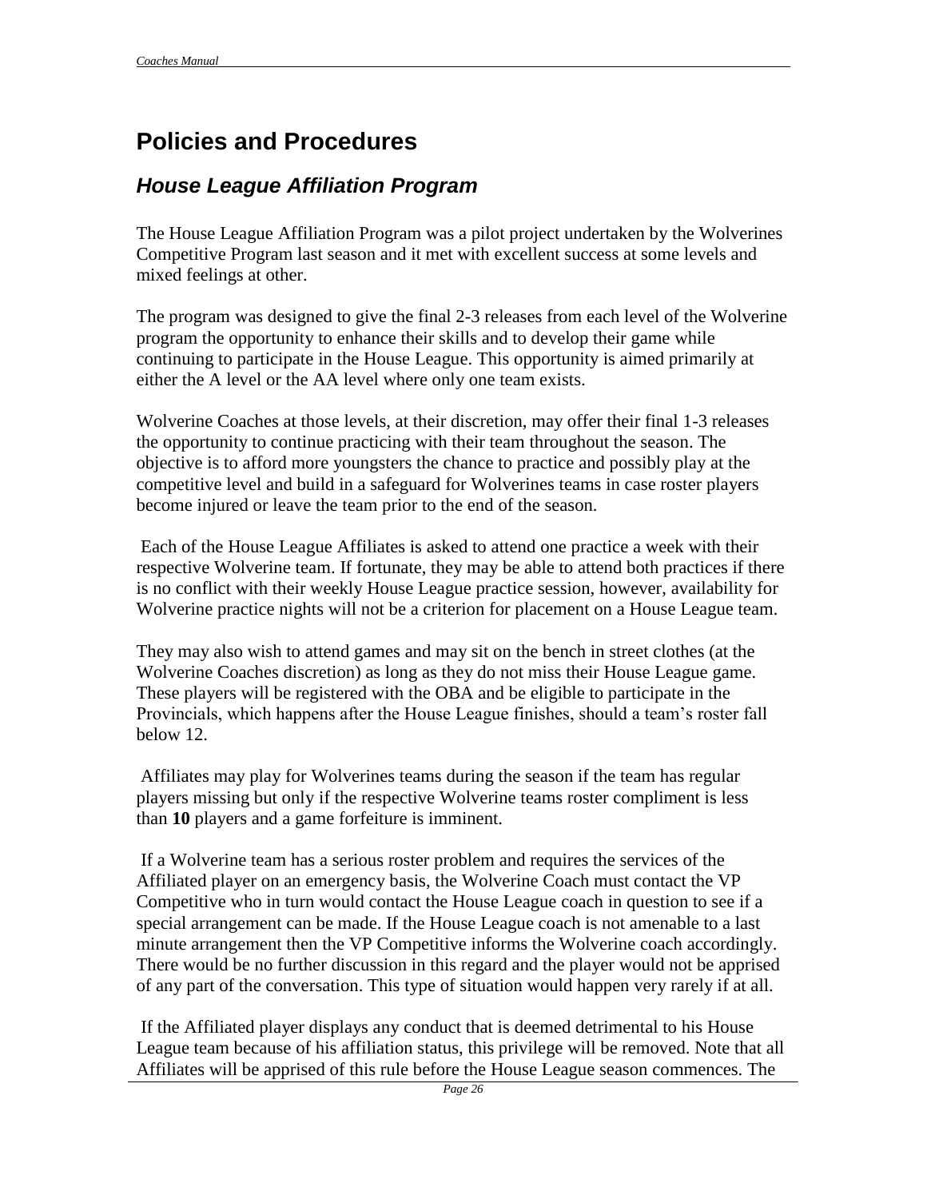# Policies and Procedures

## *House League Affiliation Program*

The House League Affiliation Program was a pilot project undertaken by the Wolverines Competitive Program last season and it met with excellent success at some levels and mixed feelings at other.

The program was designed to give the final 2-3 releases from each level of the Wolverine program the opportunity to enhance their skills and to develop their game while continuing to participate in the House League. This opportunity is aimed primarily at either the A level or the AA level where only one team exists.

Wolverine Coaches at those levels, at their discretion, may offer their final 1-3 releases the opportunity to continue practicing with their team throughout the season. The objective is to afford more youngsters the chance to practice and possibly play at the competitive level and build in a safeguard for Wolverines teams in case roster players become injured or leave the team prior to the end of the season.

Each of the House League Affiliates is asked to attend one practice a week with their respective Wolverine team. If fortunate, they may be able to attend both practices if there is no conflict with their weekly House League practice session, however, availability for Wolverine practice nights will not be a criterion for placement on a House League team.

They may also wish to attend games and may sit on the bench in street clothes (at the Wolverine Coaches discretion) as long as they do not miss their House League game. These players will be registered with the OBA and be eligible to participate in the Provincials, which happens after the House League finishes, should a team's roster fall below 12.

Affiliates may play for Wolverines teams during the season if the team has regular players missing but only if the respective Wolverine teams roster compliment is less than **10** players and a game forfeiture is imminent.

If a Wolverine team has a serious roster problem and requires the services of the Affiliated player on an emergency basis, the Wolverine Coach must contact the VP Competitive who in turn would contact the House League coach in question to see if a special arrangement can be made. If the House League coach is not amenable to a last minute arrangement then the VP Competitive informs the Wolverine coach accordingly. There would be no further discussion in this regard and the player would not be apprised of any part of the conversation. This type of situation would happen very rarely if at all.

If the Affiliated player displays any conduct that is deemed detrimental to his House League team because of his affiliation status, this privilege will be removed. Note that all Affiliates will be apprised of this rule before the House League season commences. The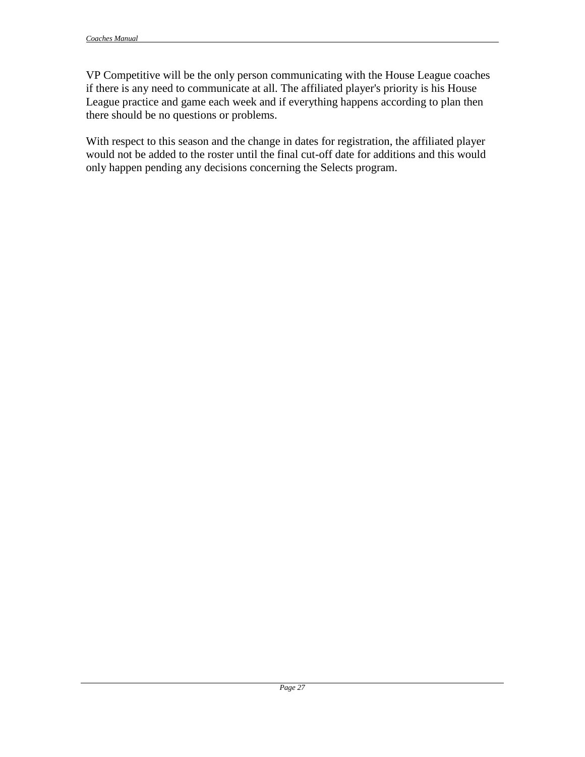VP Competitive will be the only person communicating with the House League coaches if there is any need to communicate at all. The affiliated player's priority is his House League practice and game each week and if everything happens according to plan then there should be no questions or problems.

With respect to this season and the change in dates for registration, the affiliated player would not be added to the roster until the final cut-off date for additions and this would only happen pending any decisions concerning the Selects program.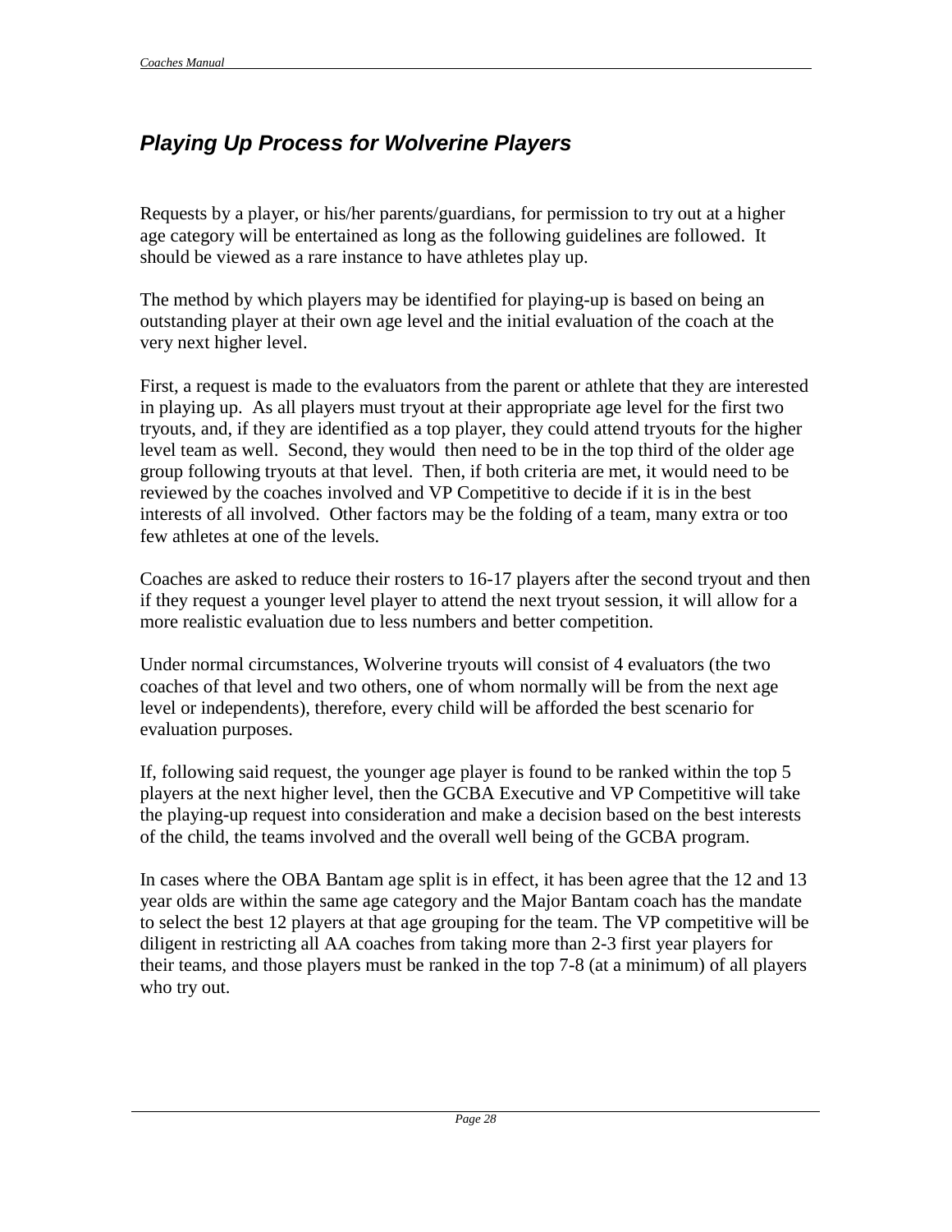## *Playing Up Process for Wolverine Players*

Requests by a player, or his/her parents/guardians, for permission to try out at a higher age category will be entertained as long as the following guidelines are followed. It should be viewed as a rare instance to have athletes play up.

The method by which players may be identified for playing-up is based on being an outstanding player at their own age level and the initial evaluation of the coach at the very next higher level.

First, a request is made to the evaluators from the parent or athlete that they are interested in playing up. As all players must tryout at their appropriate age level for the first two tryouts, and, if they are identified as a top player, they could attend tryouts for the higher level team as well. Second, they would then need to be in the top third of the older age group following tryouts at that level. Then, if both criteria are met, it would need to be reviewed by the coaches involved and VP Competitive to decide if it is in the best interests of all involved. Other factors may be the folding of a team, many extra or too few athletes at one of the levels.

Coaches are asked to reduce their rosters to 16-17 players after the second tryout and then if they request a younger level player to attend the next tryout session, it will allow for a more realistic evaluation due to less numbers and better competition.

Under normal circumstances, Wolverine tryouts will consist of 4 evaluators (the two coaches of that level and two others, one of whom normally will be from the next age level or independents), therefore, every child will be afforded the best scenario for evaluation purposes.

If, following said request, the younger age player is found to be ranked within the top 5 players at the next higher level, then the GCBA Executive and VP Competitive will take the playing-up request into consideration and make a decision based on the best interests of the child, the teams involved and the overall well being of the GCBA program.

In cases where the OBA Bantam age split is in effect, it has been agree that the 12 and 13 year olds are within the same age category and the Major Bantam coach has the mandate to select the best 12 players at that age grouping for the team. The VP competitive will be diligent in restricting all AA coaches from taking more than 2-3 first year players for their teams, and those players must be ranked in the top 7-8 (at a minimum) of all players who try out.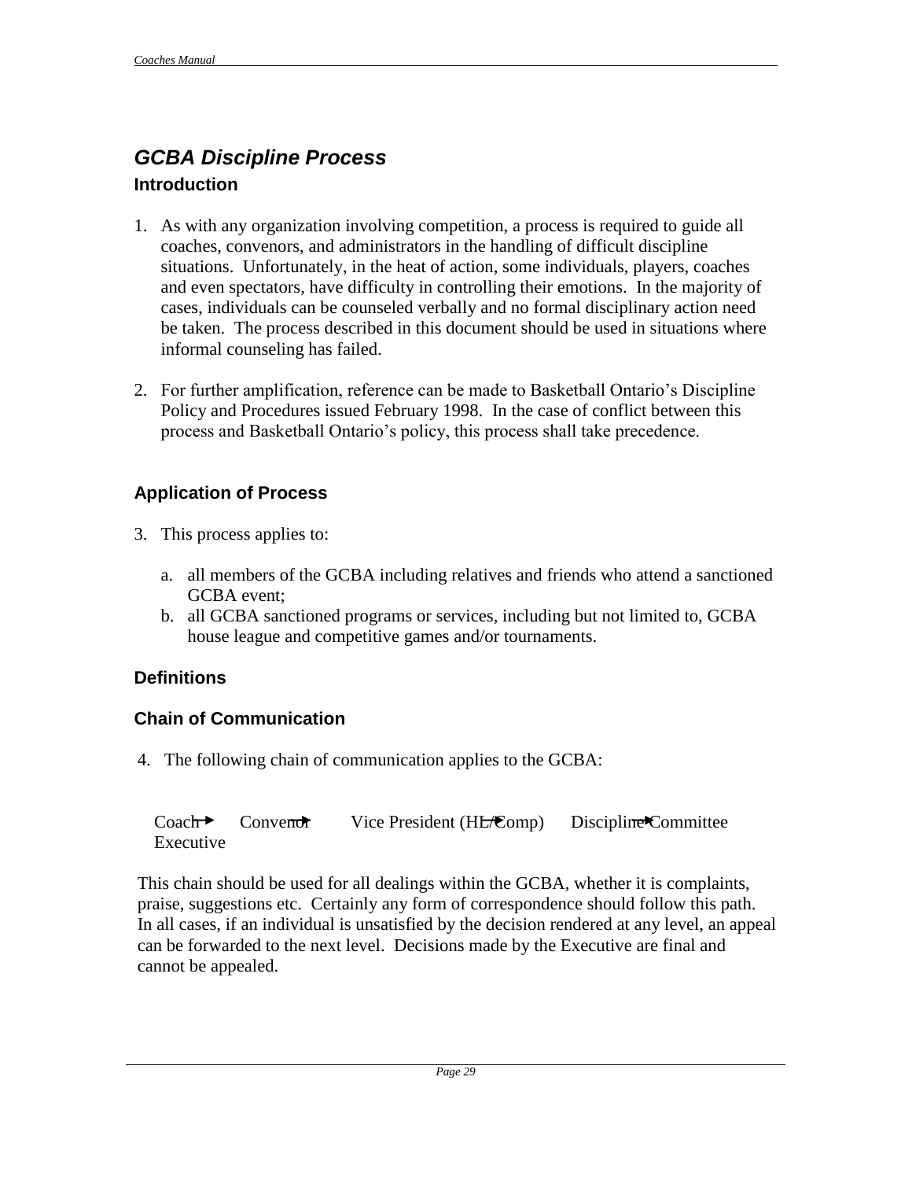## *GCBA Discipline Process*

### Introduction

1. As with any organization involving competition, a process is required to guide all coaches, convenors, and administrators in the handling of difficult discipline situations. Unfortunately, in the heat of action, some individuals, players, coaches and even spectators, have difficulty in controlling their emotions. In the majority of cases, individuals can be counseled verbally and no formal disciplinary action need be taken. The process described in this document should be used in situations where informal counseling has failed.

2. For further amplification, reference can be made to Basketball Ontario's Discipline Policy and Procedures issued February 1998. In the case of conflict between this process and Basketball Ontario's policy, this process shall take precedence.

### Application of Process

3. This process applies to:

   a. all members of the GCBA including relatives and friends who attend a sanctioned GCBA event;
   b. all GCBA sanctioned programs or services, including but not limited to, GCBA house league and competitive games and/or tournaments.

### Definitions

### Chain of Communication

4. The following chain of communication applies to the GCBA:

Coach → Convenor → Vice President (HL/Comp) → Discipline Committee → Executive

This chain should be used for all dealings within the GCBA, whether it is complaints, praise, suggestions etc. Certainly any form of correspondence should follow this path. In all cases, if an individual is unsatisfied by the decision rendered at any level, an appeal can be forwarded to the next level. Decisions made by the Executive are final and cannot be appealed.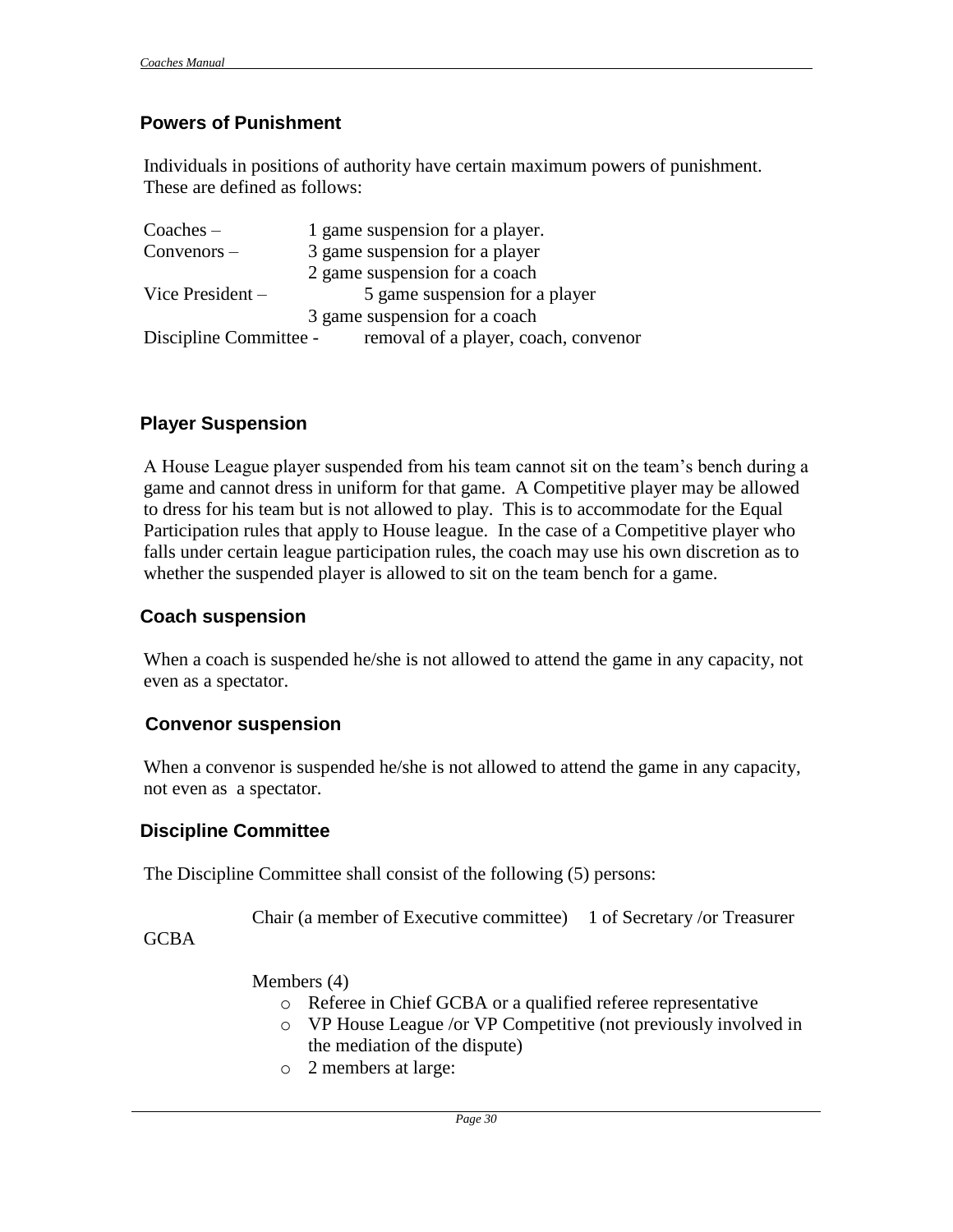## Powers of Punishment

Individuals in positions of authority have certain maximum powers of punishment. These are defined as follows:

| | |
|---|---|
| Coaches – | 1 game suspension for a player. |
| Convenors – | 3 game suspension for a player |
| | 2 game suspension for a coach |
| Vice President – | 5 game suspension for a player |
| | 3 game suspension for a coach |
| Discipline Committee - | removal of a player, coach, convenor |

## Player Suspension

A House League player suspended from his team cannot sit on the team's bench during a game and cannot dress in uniform for that game. A Competitive player may be allowed to dress for his team but is not allowed to play. This is to accommodate for the Equal Participation rules that apply to House league. In the case of a Competitive player who falls under certain league participation rules, the coach may use his own discretion as to whether the suspended player is allowed to sit on the team bench for a game.

## Coach suspension

When a coach is suspended he/she is not allowed to attend the game in any capacity, not even as a spectator.

## Convenor suspension

When a convenor is suspended he/she is not allowed to attend the game in any capacity, not even as a spectator.

## Discipline Committee

The Discipline Committee shall consist of the following (5) persons:

Chair (a member of Executive committee) 1 of Secretary /or Treasurer GCBA

Members (4)

- Referee in Chief GCBA or a qualified referee representative
- VP House League /or VP Competitive (not previously involved in the mediation of the dispute)
- 2 members at large: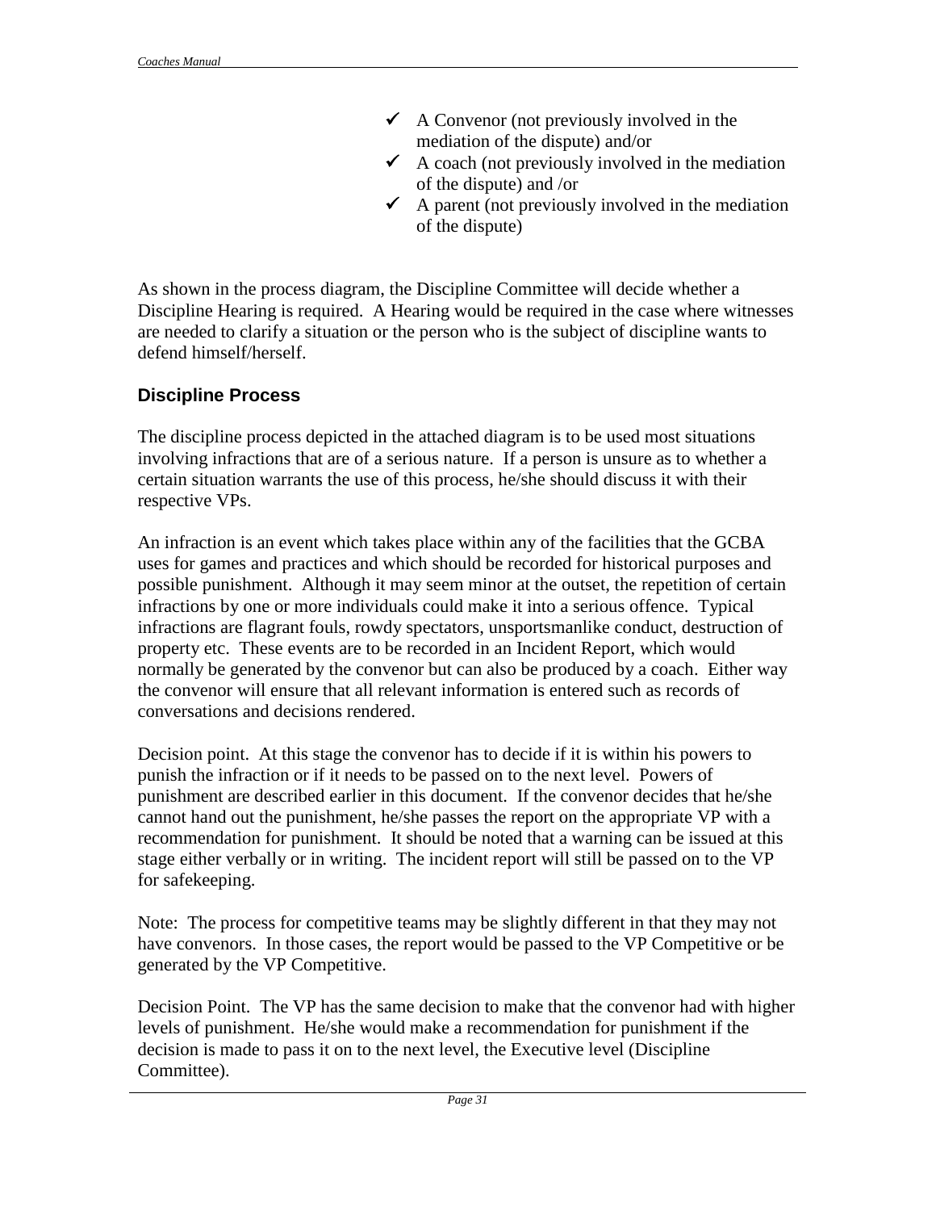- ✓ A Convenor (not previously involved in the mediation of the dispute) and/or
- ✓ A coach (not previously involved in the mediation of the dispute) and /or
- ✓ A parent (not previously involved in the mediation of the dispute)

As shown in the process diagram, the Discipline Committee will decide whether a Discipline Hearing is required. A Hearing would be required in the case where witnesses are needed to clarify a situation or the person who is the subject of discipline wants to defend himself/herself.

### Discipline Process

The discipline process depicted in the attached diagram is to be used most situations involving infractions that are of a serious nature. If a person is unsure as to whether a certain situation warrants the use of this process, he/she should discuss it with their respective VPs.

An infraction is an event which takes place within any of the facilities that the GCBA uses for games and practices and which should be recorded for historical purposes and possible punishment. Although it may seem minor at the outset, the repetition of certain infractions by one or more individuals could make it into a serious offence. Typical infractions are flagrant fouls, rowdy spectators, unsportsmanlike conduct, destruction of property etc. These events are to be recorded in an Incident Report, which would normally be generated by the convenor but can also be produced by a coach. Either way the convenor will ensure that all relevant information is entered such as records of conversations and decisions rendered.

Decision point. At this stage the convenor has to decide if it is within his powers to punish the infraction or if it needs to be passed on to the next level. Powers of punishment are described earlier in this document. If the convenor decides that he/she cannot hand out the punishment, he/she passes the report on the appropriate VP with a recommendation for punishment. It should be noted that a warning can be issued at this stage either verbally or in writing. The incident report will still be passed on to the VP for safekeeping.

Note: The process for competitive teams may be slightly different in that they may not have convenors. In those cases, the report would be passed to the VP Competitive or be generated by the VP Competitive.

Decision Point. The VP has the same decision to make that the convenor had with higher levels of punishment. He/she would make a recommendation for punishment if the decision is made to pass it on to the next level, the Executive level (Discipline Committee).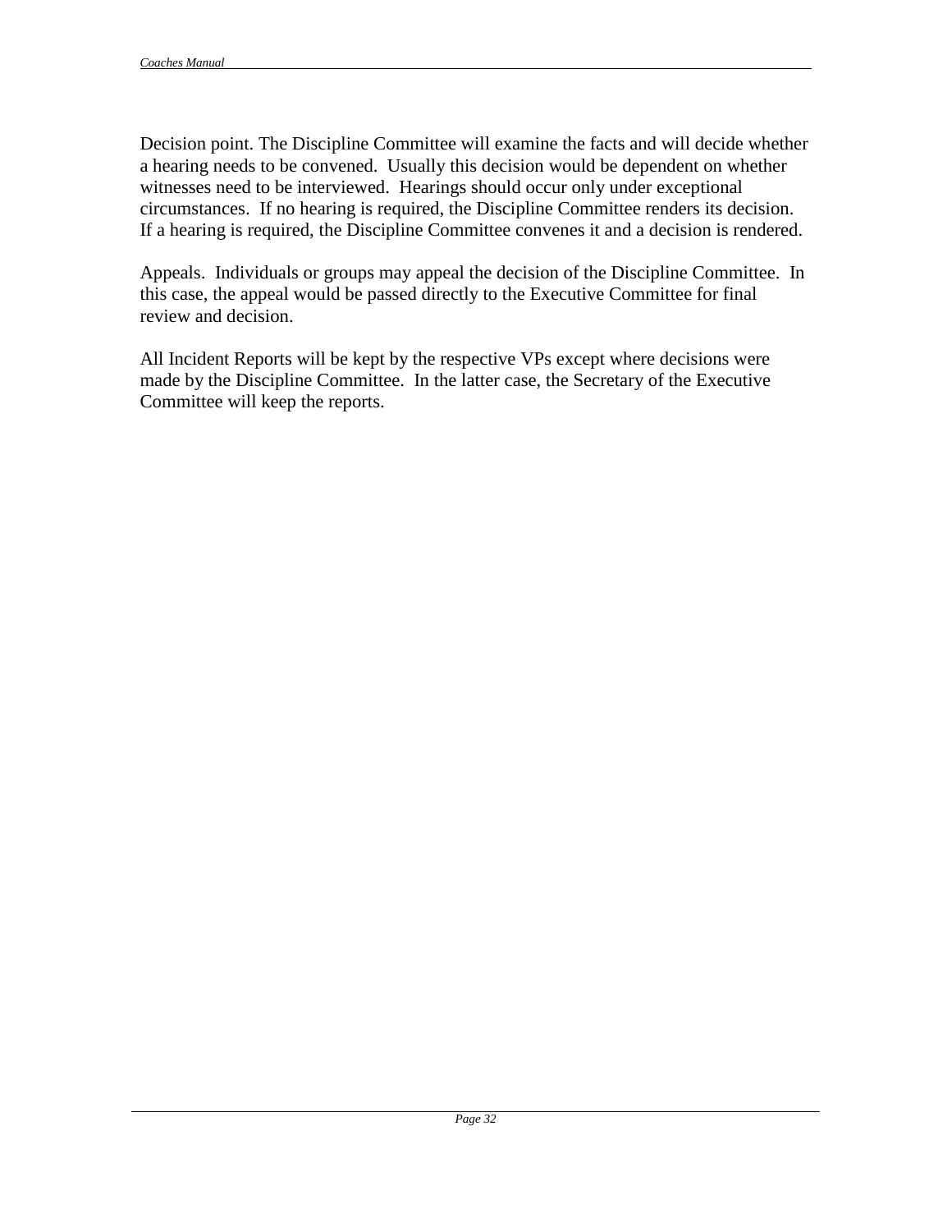Decision point. The Discipline Committee will examine the facts and will decide whether a hearing needs to be convened. Usually this decision would be dependent on whether witnesses need to be interviewed. Hearings should occur only under exceptional circumstances. If no hearing is required, the Discipline Committee renders its decision. If a hearing is required, the Discipline Committee convenes it and a decision is rendered.

Appeals. Individuals or groups may appeal the decision of the Discipline Committee. In this case, the appeal would be passed directly to the Executive Committee for final review and decision.

All Incident Reports will be kept by the respective VPs except where decisions were made by the Discipline Committee. In the latter case, the Secretary of the Executive Committee will keep the reports.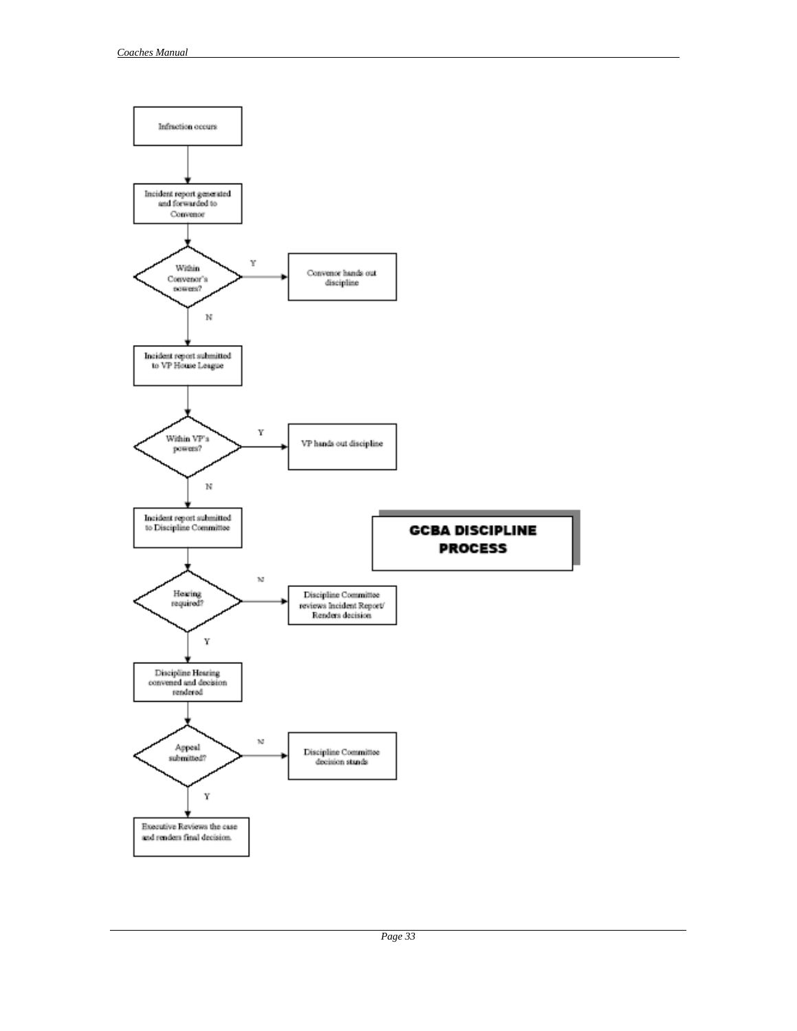## GCBA DISCIPLINE PROCESS

Infraction occurs

Incident report generated and forwarded to Convenor

Within Convenor's powers?

Y

Convenor hands out discipline

N

Incident report submitted to VP House League

Within VP's powers?

Y

VP hands out discipline

N

Incident report submitted to Discipline Committee

Hearing required?

N

Discipline Committee reviews Incident Report/ Renders decision

Y

Discipline Hearing convened and decision rendered

Appeal submitted?

N

Discipline Committee decision stands

Y

Executive Reviews the case and renders final decision.